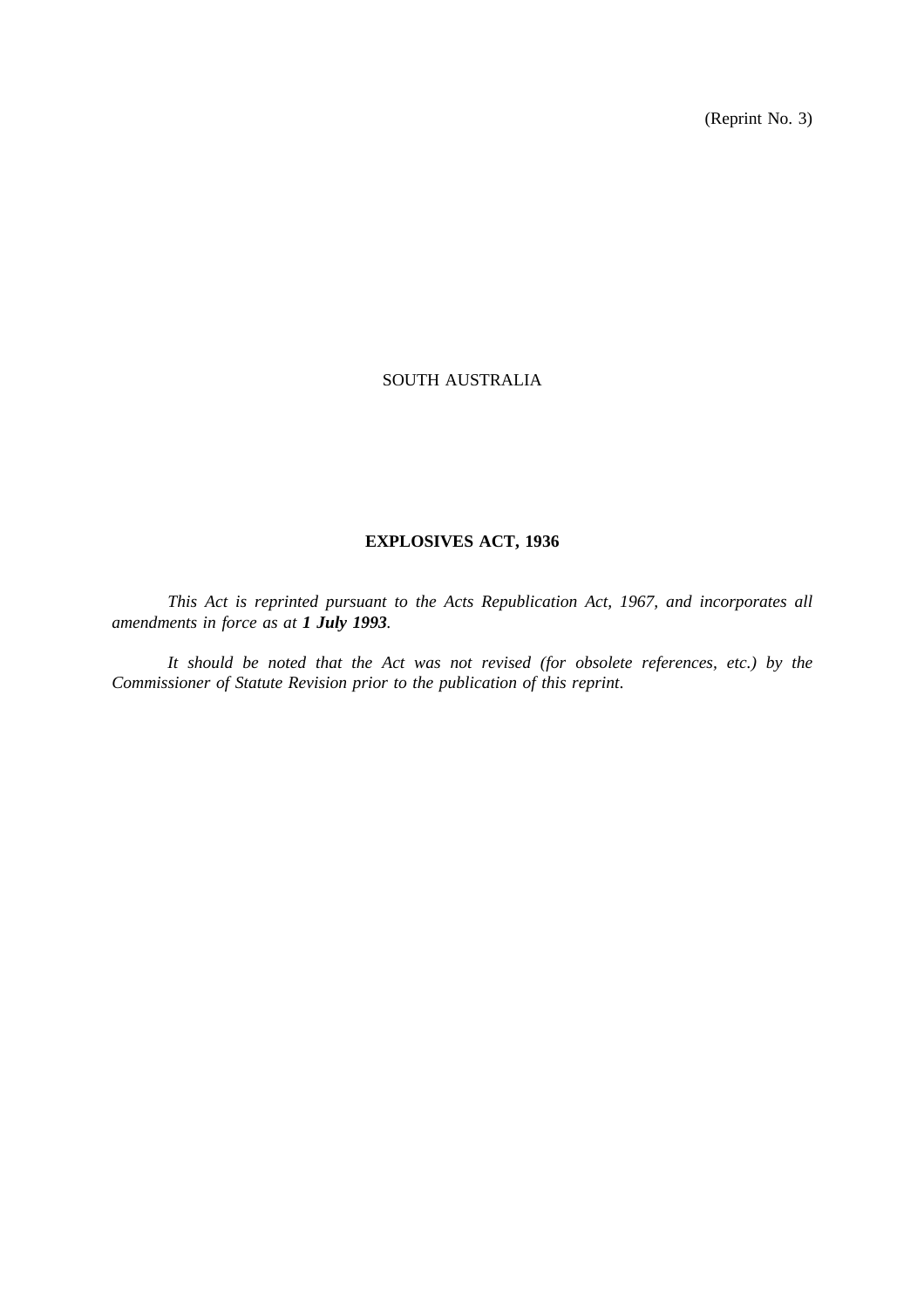(Reprint No. 3)

SOUTH AUSTRALIA

# EXPLOSIVES ACT, 1936

*This Act is reprinted pursuant to the Acts Republication Act, 1967, and incorporates all amendments in force as at* ***1 July 1993****.*

*It should be noted that the Act was not revised (for obsolete references, etc.) by the Commissioner of Statute Revision prior to the publication of this reprint.*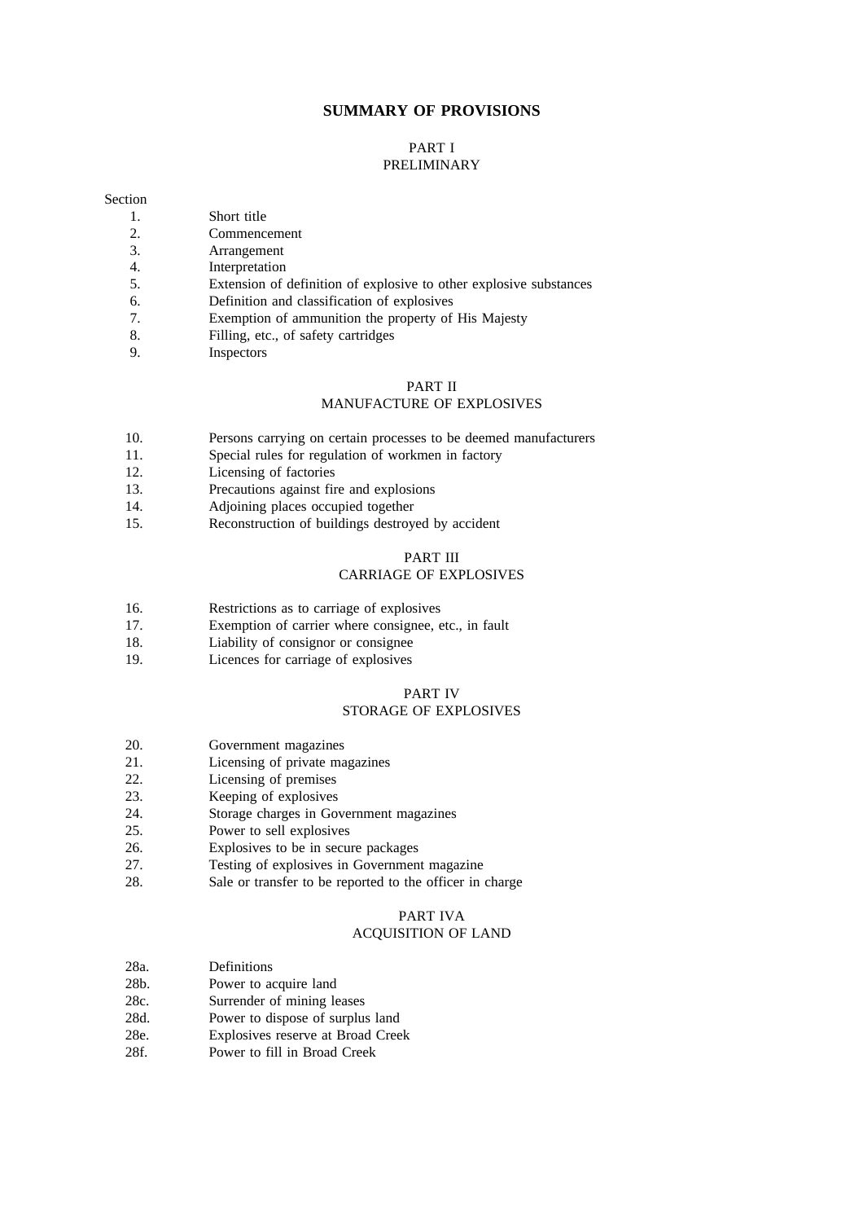## SUMMARY OF PROVISIONS

### PART I
### PRELIMINARY

Section

1. Short title
2. Commencement
3. Arrangement
4. Interpretation
5. Extension of definition of explosive to other explosive substances
6. Definition and classification of explosives
7. Exemption of ammunition the property of His Majesty
8. Filling, etc., of safety cartridges
9. Inspectors

### PART II
### MANUFACTURE OF EXPLOSIVES

10. Persons carrying on certain processes to be deemed manufacturers
11. Special rules for regulation of workmen in factory
12. Licensing of factories
13. Precautions against fire and explosions
14. Adjoining places occupied together
15. Reconstruction of buildings destroyed by accident

### PART III
### CARRIAGE OF EXPLOSIVES

16. Restrictions as to carriage of explosives
17. Exemption of carrier where consignee, etc., in fault
18. Liability of consignor or consignee
19. Licences for carriage of explosives

### PART IV
### STORAGE OF EXPLOSIVES

20. Government magazines
21. Licensing of private magazines
22. Licensing of premises
23. Keeping of explosives
24. Storage charges in Government magazines
25. Power to sell explosives
26. Explosives to be in secure packages
27. Testing of explosives in Government magazine
28. Sale or transfer to be reported to the officer in charge

### PART IVA
### ACQUISITION OF LAND

28a. Definitions
28b. Power to acquire land
28c. Surrender of mining leases
28d. Power to dispose of surplus land
28e. Explosives reserve at Broad Creek
28f. Power to fill in Broad Creek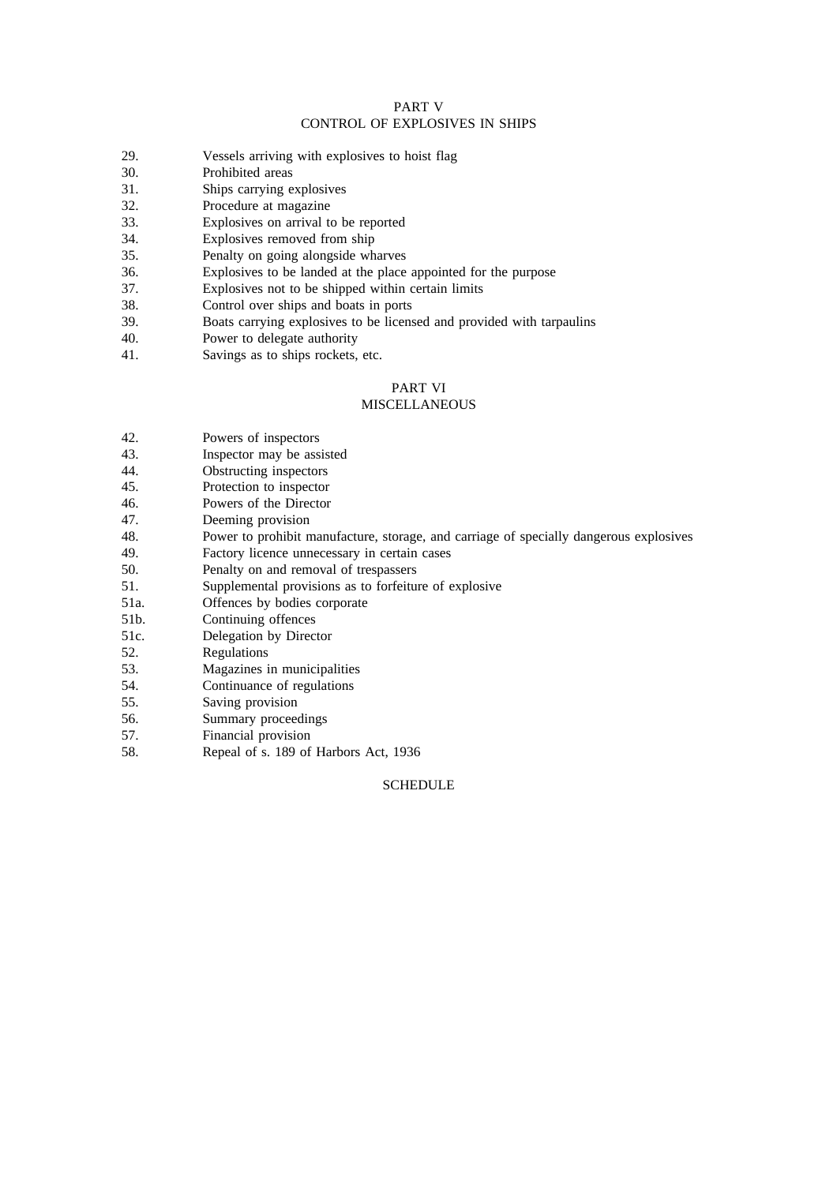## PART V
## CONTROL OF EXPLOSIVES IN SHIPS

29. Vessels arriving with explosives to hoist flag
30. Prohibited areas
31. Ships carrying explosives
32. Procedure at magazine
33. Explosives on arrival to be reported
34. Explosives removed from ship
35. Penalty on going alongside wharves
36. Explosives to be landed at the place appointed for the purpose
37. Explosives not to be shipped within certain limits
38. Control over ships and boats in ports
39. Boats carrying explosives to be licensed and provided with tarpaulins
40. Power to delegate authority
41. Savings as to ships rockets, etc.

## PART VI
## MISCELLANEOUS

42. Powers of inspectors
43. Inspector may be assisted
44. Obstructing inspectors
45. Protection to inspector
46. Powers of the Director
47. Deeming provision
48. Power to prohibit manufacture, storage, and carriage of specially dangerous explosives
49. Factory licence unnecessary in certain cases
50. Penalty on and removal of trespassers
51. Supplemental provisions as to forfeiture of explosive

51a. Offences by bodies corporate

51b. Continuing offences

51c. Delegation by Director

52. Regulations
53. Magazines in municipalities
54. Continuance of regulations
55. Saving provision
56. Summary proceedings
57. Financial provision
58. Repeal of s. 189 of Harbors Act, 1936

## SCHEDULE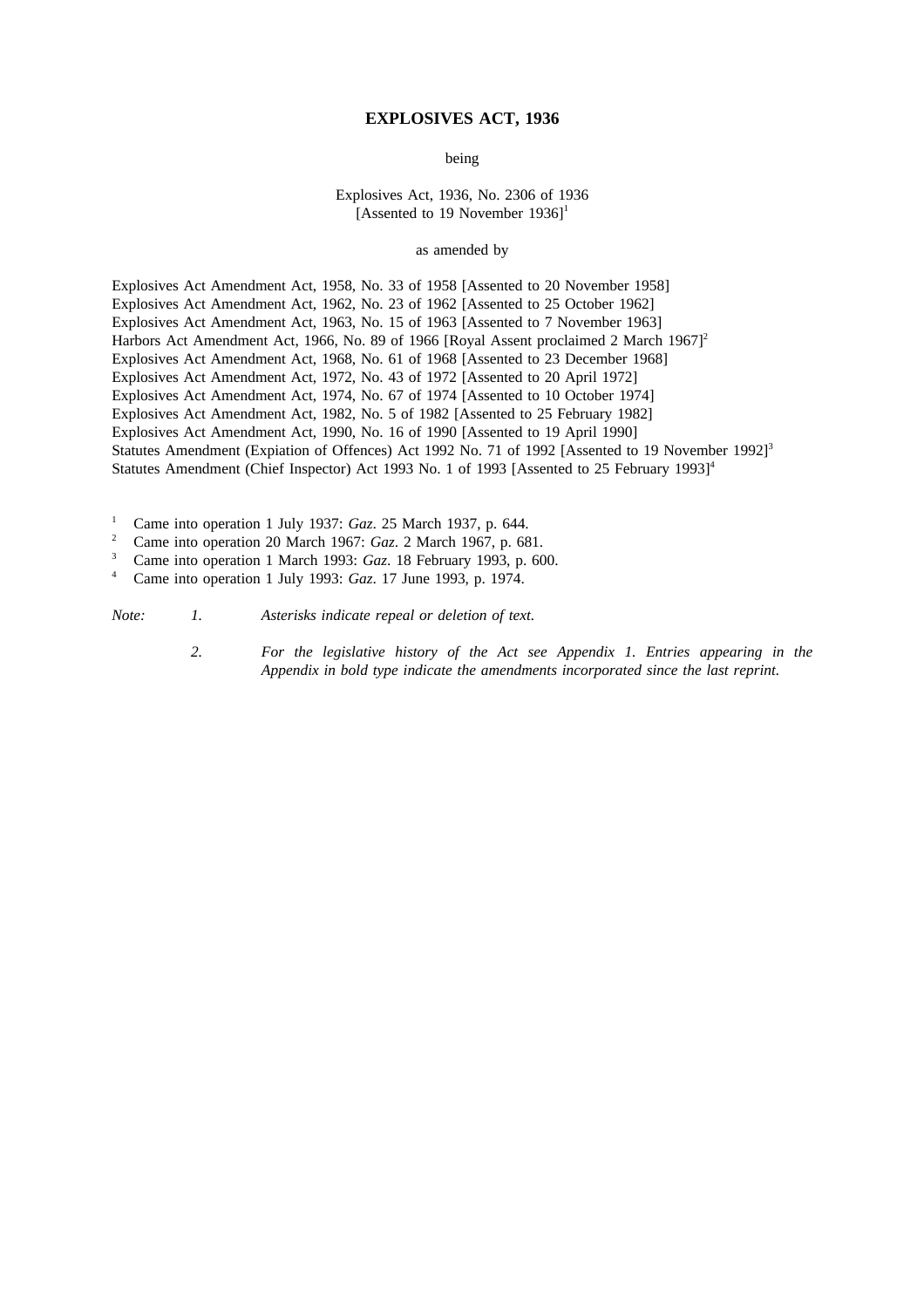# EXPLOSIVES ACT, 1936

being

Explosives Act, 1936, No. 2306 of 1936
[Assented to 19 November 1936][1]

as amended by

Explosives Act Amendment Act, 1958, No. 33 of 1958 [Assented to 20 November 1958]
Explosives Act Amendment Act, 1962, No. 23 of 1962 [Assented to 25 October 1962]
Explosives Act Amendment Act, 1963, No. 15 of 1963 [Assented to 7 November 1963]
Harbors Act Amendment Act, 1966, No. 89 of 1966 [Royal Assent proclaimed 2 March 1967][2]
Explosives Act Amendment Act, 1968, No. 61 of 1968 [Assented to 23 December 1968]
Explosives Act Amendment Act, 1972, No. 43 of 1972 [Assented to 20 April 1972]
Explosives Act Amendment Act, 1974, No. 67 of 1974 [Assented to 10 October 1974]
Explosives Act Amendment Act, 1982, No. 5 of 1982 [Assented to 25 February 1982]
Explosives Act Amendment Act, 1990, No. 16 of 1990 [Assented to 19 April 1990]
Statutes Amendment (Expiation of Offences) Act 1992 No. 71 of 1992 [Assented to 19 November 1992][3]
Statutes Amendment (Chief Inspector) Act 1993 No. 1 of 1993 [Assented to 25 February 1993][4]

[1] Came into operation 1 July 1937: *Gaz*. 25 March 1937, p. 644.
[2] Came into operation 20 March 1967: *Gaz*. 2 March 1967, p. 681.
[3] Came into operation 1 March 1993: *Gaz*. 18 February 1993, p. 600.
[4] Came into operation 1 July 1993: *Gaz*. 17 June 1993, p. 1974.

*Note:* 1. *Asterisks indicate repeal or deletion of text.*

2. *For the legislative history of the Act see Appendix 1. Entries appearing in the Appendix in bold type indicate the amendments incorporated since the last reprint.*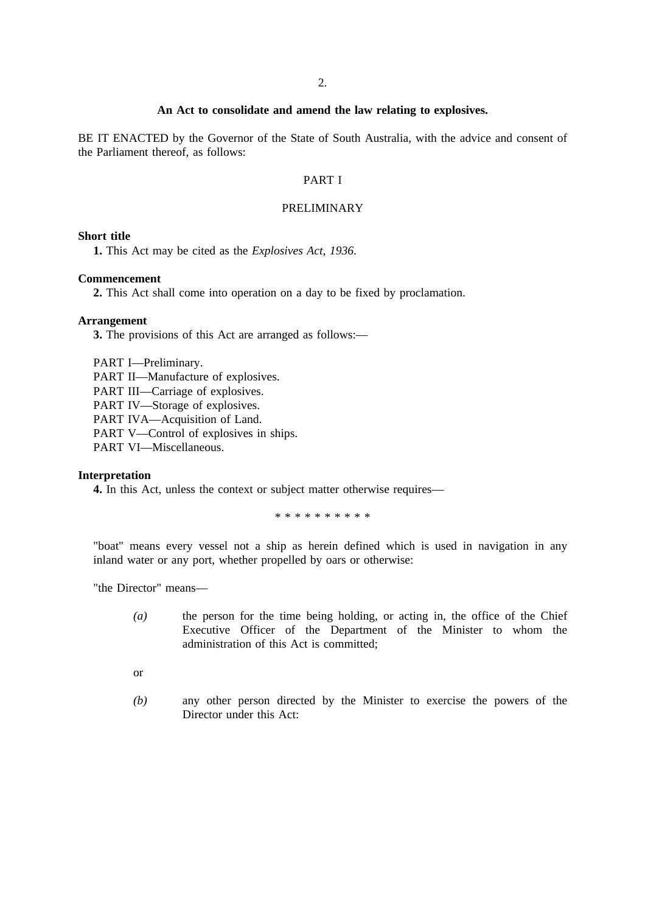**An Act to consolidate and amend the law relating to explosives.**

BE IT ENACTED by the Governor of the State of South Australia, with the advice and consent of the Parliament thereof, as follows:

PART I

PRELIMINARY

**Short title**

**1.** This Act may be cited as the *Explosives Act, 1936*.

**Commencement**

**2.** This Act shall come into operation on a day to be fixed by proclamation.

**Arrangement**

**3.** The provisions of this Act are arranged as follows:—

PART I—Preliminary.
PART II—Manufacture of explosives.
PART III—Carriage of explosives.
PART IV—Storage of explosives.
PART IVA—Acquisition of Land.
PART V—Control of explosives in ships.
PART VI—Miscellaneous.

**Interpretation**

**4.** In this Act, unless the context or subject matter otherwise requires—

* * * * * * * * * *

"boat" means every vessel not a ship as herein defined which is used in navigation in any inland water or any port, whether propelled by oars or otherwise:

"the Director" means—

*(a)* the person for the time being holding, or acting in, the office of the Chief Executive Officer of the Department of the Minister to whom the administration of this Act is committed;

or

*(b)* any other person directed by the Minister to exercise the powers of the Director under this Act: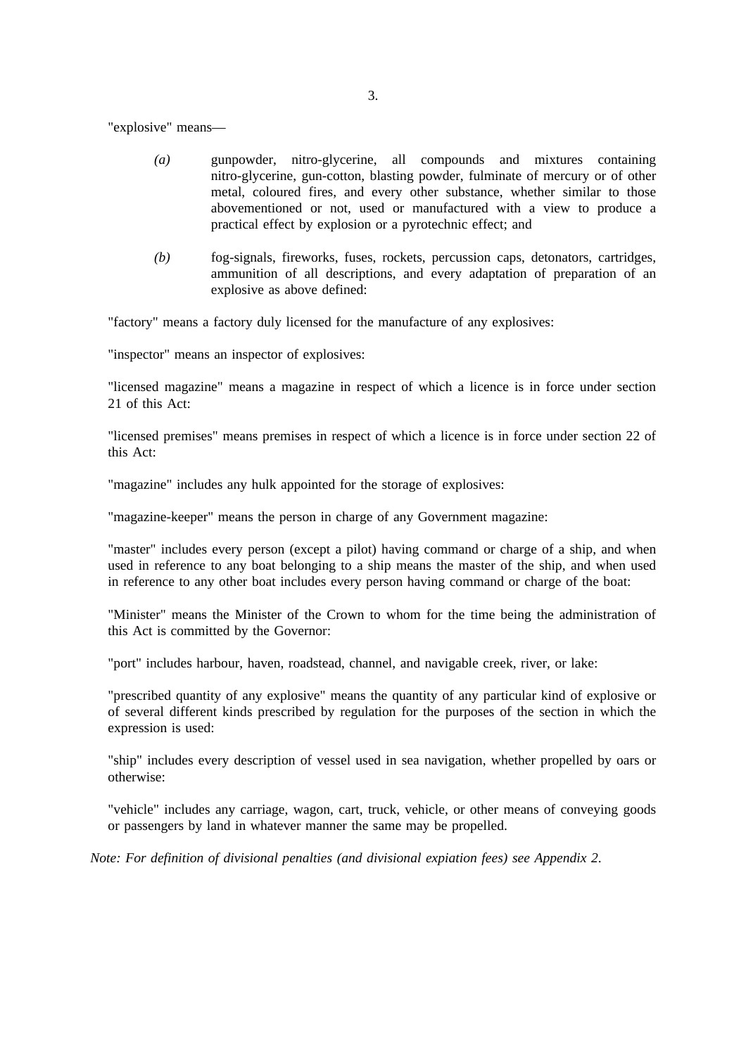"explosive" means—

*(a)* gunpowder, nitro-glycerine, all compounds and mixtures containing nitro-glycerine, gun-cotton, blasting powder, fulminate of mercury or of other metal, coloured fires, and every other substance, whether similar to those abovementioned or not, used or manufactured with a view to produce a practical effect by explosion or a pyrotechnic effect; and

*(b)* fog-signals, fireworks, fuses, rockets, percussion caps, detonators, cartridges, ammunition of all descriptions, and every adaptation of preparation of an explosive as above defined:

"factory" means a factory duly licensed for the manufacture of any explosives:

"inspector" means an inspector of explosives:

"licensed magazine" means a magazine in respect of which a licence is in force under section 21 of this Act:

"licensed premises" means premises in respect of which a licence is in force under section 22 of this Act:

"magazine" includes any hulk appointed for the storage of explosives:

"magazine-keeper" means the person in charge of any Government magazine:

"master" includes every person (except a pilot) having command or charge of a ship, and when used in reference to any boat belonging to a ship means the master of the ship, and when used in reference to any other boat includes every person having command or charge of the boat:

"Minister" means the Minister of the Crown to whom for the time being the administration of this Act is committed by the Governor:

"port" includes harbour, haven, roadstead, channel, and navigable creek, river, or lake:

"prescribed quantity of any explosive" means the quantity of any particular kind of explosive or of several different kinds prescribed by regulation for the purposes of the section in which the expression is used:

"ship" includes every description of vessel used in sea navigation, whether propelled by oars or otherwise:

"vehicle" includes any carriage, wagon, cart, truck, vehicle, or other means of conveying goods or passengers by land in whatever manner the same may be propelled.

*Note: For definition of divisional penalties (and divisional expiation fees) see Appendix 2.*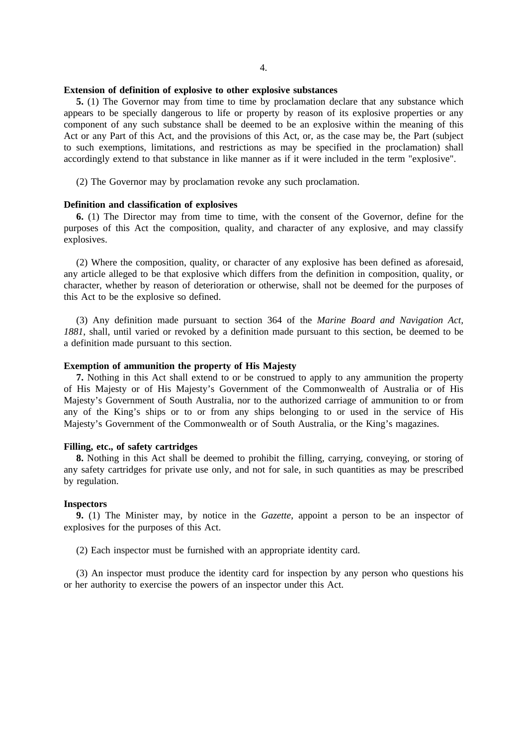**Extension of definition of explosive to other explosive substances**

**5.** (1) The Governor may from time to time by proclamation declare that any substance which appears to be specially dangerous to life or property by reason of its explosive properties or any component of any such substance shall be deemed to be an explosive within the meaning of this Act or any Part of this Act, and the provisions of this Act, or, as the case may be, the Part (subject to such exemptions, limitations, and restrictions as may be specified in the proclamation) shall accordingly extend to that substance in like manner as if it were included in the term "explosive".

(2) The Governor may by proclamation revoke any such proclamation.

**Definition and classification of explosives**

**6.** (1) The Director may from time to time, with the consent of the Governor, define for the purposes of this Act the composition, quality, and character of any explosive, and may classify explosives.

(2) Where the composition, quality, or character of any explosive has been defined as aforesaid, any article alleged to be that explosive which differs from the definition in composition, quality, or character, whether by reason of deterioration or otherwise, shall not be deemed for the purposes of this Act to be the explosive so defined.

(3) Any definition made pursuant to section 364 of the *Marine Board and Navigation Act, 1881*, shall, until varied or revoked by a definition made pursuant to this section, be deemed to be a definition made pursuant to this section.

**Exemption of ammunition the property of His Majesty**

**7.** Nothing in this Act shall extend to or be construed to apply to any ammunition the property of His Majesty or of His Majesty's Government of the Commonwealth of Australia or of His Majesty's Government of South Australia, nor to the authorized carriage of ammunition to or from any of the King's ships or to or from any ships belonging to or used in the service of His Majesty's Government of the Commonwealth or of South Australia, or the King's magazines.

**Filling, etc., of safety cartridges**

**8.** Nothing in this Act shall be deemed to prohibit the filling, carrying, conveying, or storing of any safety cartridges for private use only, and not for sale, in such quantities as may be prescribed by regulation.

**Inspectors**

**9.** (1) The Minister may, by notice in the *Gazette*, appoint a person to be an inspector of explosives for the purposes of this Act.

(2) Each inspector must be furnished with an appropriate identity card.

(3) An inspector must produce the identity card for inspection by any person who questions his or her authority to exercise the powers of an inspector under this Act.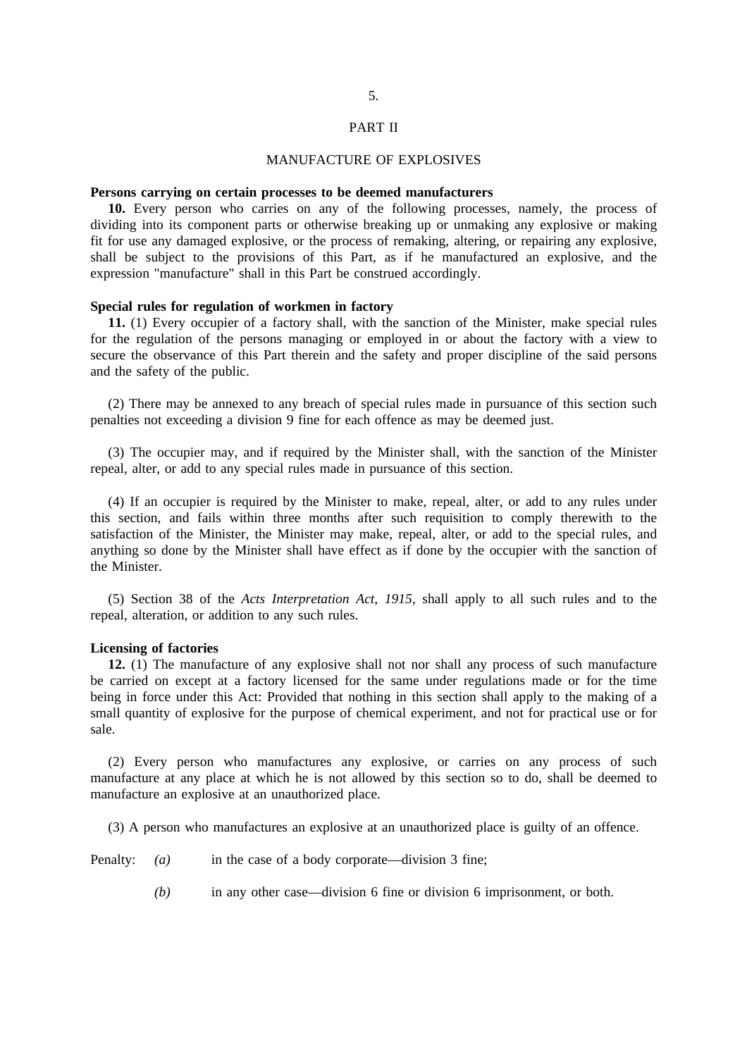## PART II

## MANUFACTURE OF EXPLOSIVES

**Persons carrying on certain processes to be deemed manufacturers**

**10.** Every person who carries on any of the following processes, namely, the process of dividing into its component parts or otherwise breaking up or unmaking any explosive or making fit for use any damaged explosive, or the process of remaking, altering, or repairing any explosive, shall be subject to the provisions of this Part, as if he manufactured an explosive, and the expression "manufacture" shall in this Part be construed accordingly.

**Special rules for regulation of workmen in factory**

**11.** (1) Every occupier of a factory shall, with the sanction of the Minister, make special rules for the regulation of the persons managing or employed in or about the factory with a view to secure the observance of this Part therein and the safety and proper discipline of the said persons and the safety of the public.

(2) There may be annexed to any breach of special rules made in pursuance of this section such penalties not exceeding a division 9 fine for each offence as may be deemed just.

(3) The occupier may, and if required by the Minister shall, with the sanction of the Minister repeal, alter, or add to any special rules made in pursuance of this section.

(4) If an occupier is required by the Minister to make, repeal, alter, or add to any rules under this section, and fails within three months after such requisition to comply therewith to the satisfaction of the Minister, the Minister may make, repeal, alter, or add to the special rules, and anything so done by the Minister shall have effect as if done by the occupier with the sanction of the Minister.

(5) Section 38 of the *Acts Interpretation Act, 1915*, shall apply to all such rules and to the repeal, alteration, or addition to any such rules.

**Licensing of factories**

**12.** (1) The manufacture of any explosive shall not nor shall any process of such manufacture be carried on except at a factory licensed for the same under regulations made or for the time being in force under this Act: Provided that nothing in this section shall apply to the making of a small quantity of explosive for the purpose of chemical experiment, and not for practical use or for sale.

(2) Every person who manufactures any explosive, or carries on any process of such manufacture at any place at which he is not allowed by this section so to do, shall be deemed to manufacture an explosive at an unauthorized place.

(3) A person who manufactures an explosive at an unauthorized place is guilty of an offence.

Penalty: *(a)* in the case of a body corporate—division 3 fine;

*(b)* in any other case—division 6 fine or division 6 imprisonment, or both.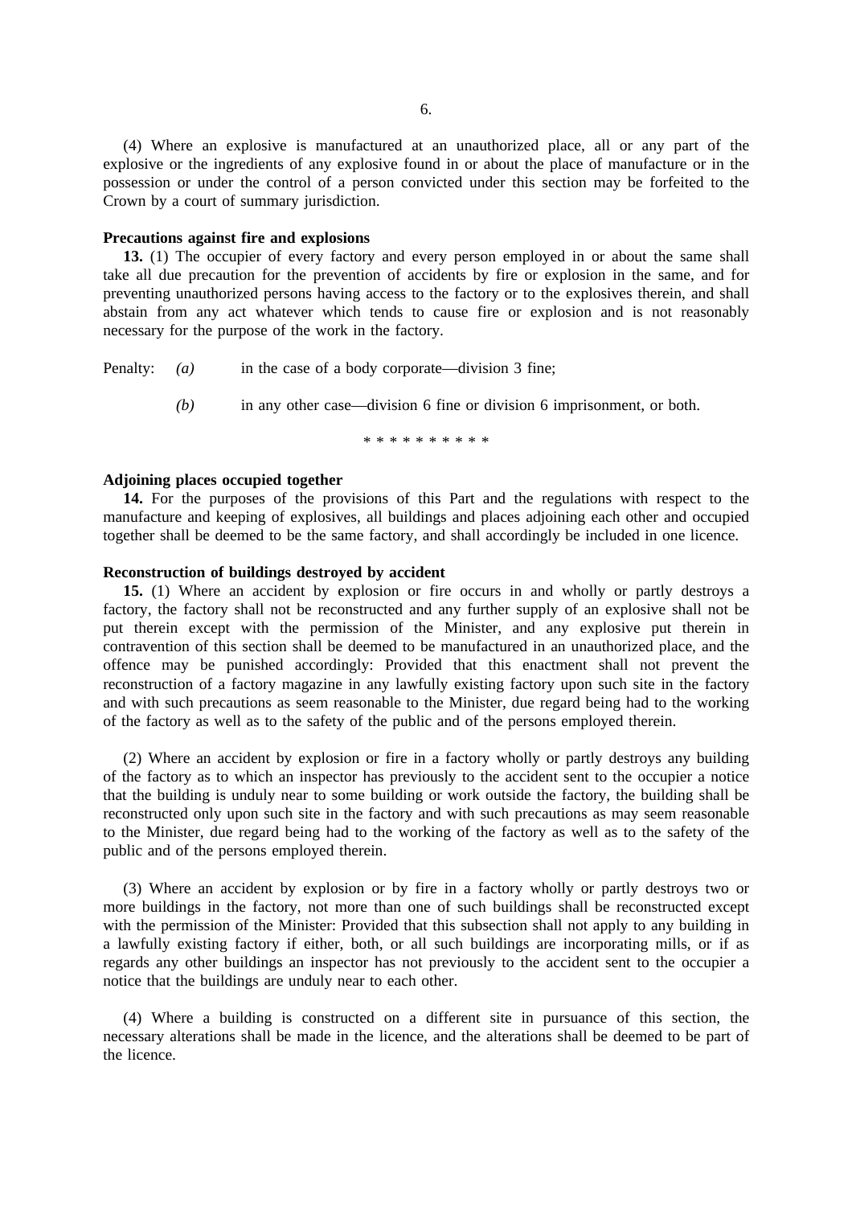(4) Where an explosive is manufactured at an unauthorized place, all or any part of the explosive or the ingredients of any explosive found in or about the place of manufacture or in the possession or under the control of a person convicted under this section may be forfeited to the Crown by a court of summary jurisdiction.

**Precautions against fire and explosions**

**13.** (1) The occupier of every factory and every person employed in or about the same shall take all due precaution for the prevention of accidents by fire or explosion in the same, and for preventing unauthorized persons having access to the factory or to the explosives therein, and shall abstain from any act whatever which tends to cause fire or explosion and is not reasonably necessary for the purpose of the work in the factory.

Penalty: *(a)* in the case of a body corporate—division 3 fine;

*(b)* in any other case—division 6 fine or division 6 imprisonment, or both.

\* \* \* \* \* \* \* \* \* \*

**Adjoining places occupied together**

**14.** For the purposes of the provisions of this Part and the regulations with respect to the manufacture and keeping of explosives, all buildings and places adjoining each other and occupied together shall be deemed to be the same factory, and shall accordingly be included in one licence.

**Reconstruction of buildings destroyed by accident**

**15.** (1) Where an accident by explosion or fire occurs in and wholly or partly destroys a factory, the factory shall not be reconstructed and any further supply of an explosive shall not be put therein except with the permission of the Minister, and any explosive put therein in contravention of this section shall be deemed to be manufactured in an unauthorized place, and the offence may be punished accordingly: Provided that this enactment shall not prevent the reconstruction of a factory magazine in any lawfully existing factory upon such site in the factory and with such precautions as seem reasonable to the Minister, due regard being had to the working of the factory as well as to the safety of the public and of the persons employed therein.

(2) Where an accident by explosion or fire in a factory wholly or partly destroys any building of the factory as to which an inspector has previously to the accident sent to the occupier a notice that the building is unduly near to some building or work outside the factory, the building shall be reconstructed only upon such site in the factory and with such precautions as may seem reasonable to the Minister, due regard being had to the working of the factory as well as to the safety of the public and of the persons employed therein.

(3) Where an accident by explosion or by fire in a factory wholly or partly destroys two or more buildings in the factory, not more than one of such buildings shall be reconstructed except with the permission of the Minister: Provided that this subsection shall not apply to any building in a lawfully existing factory if either, both, or all such buildings are incorporating mills, or if as regards any other buildings an inspector has not previously to the accident sent to the occupier a notice that the buildings are unduly near to each other.

(4) Where a building is constructed on a different site in pursuance of this section, the necessary alterations shall be made in the licence, and the alterations shall be deemed to be part of the licence.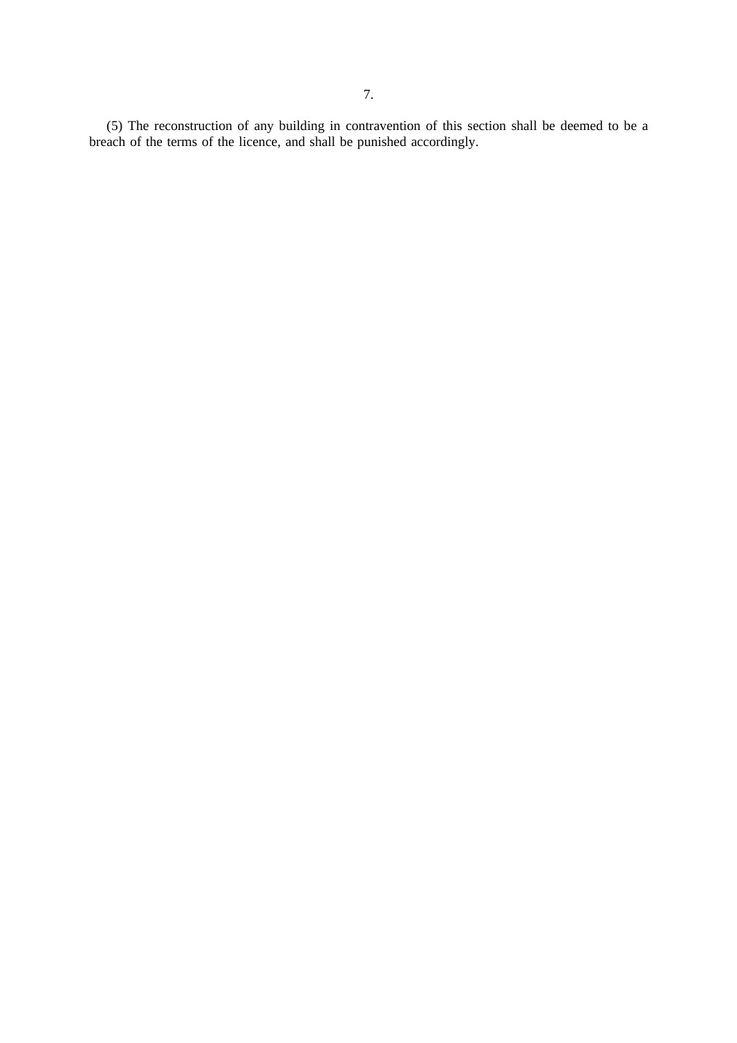(5) The reconstruction of any building in contravention of this section shall be deemed to be a breach of the terms of the licence, and shall be punished accordingly.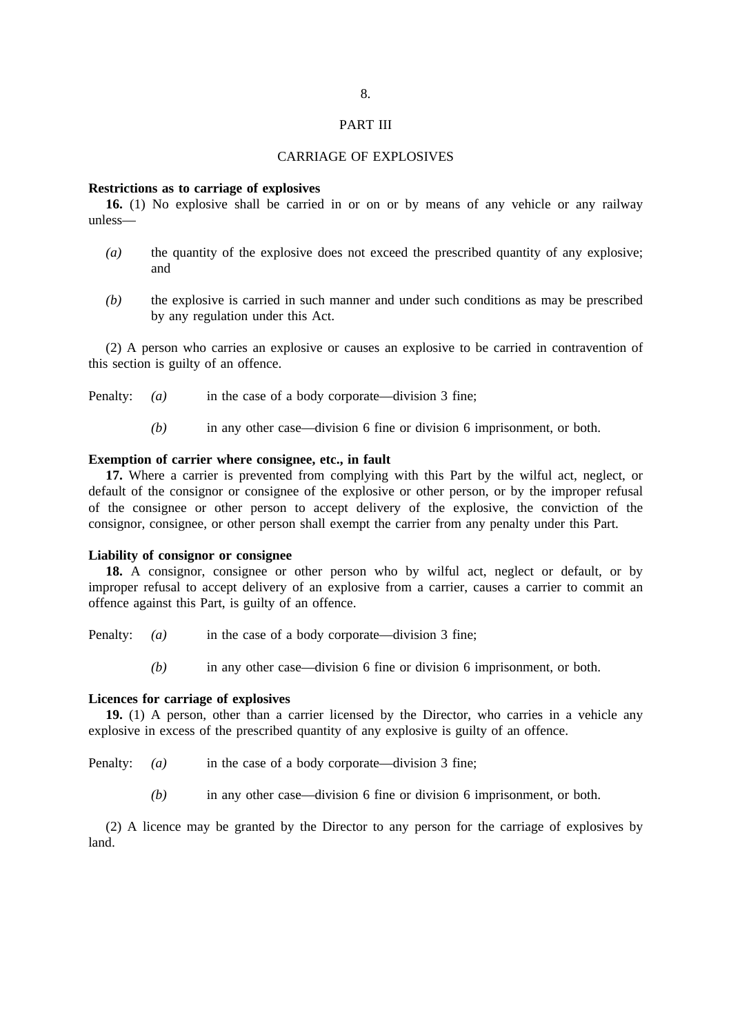## PART III

## CARRIAGE OF EXPLOSIVES

**Restrictions as to carriage of explosives**

**16.** (1) No explosive shall be carried in or on or by means of any vehicle or any railway unless—

*(a)* the quantity of the explosive does not exceed the prescribed quantity of any explosive; and

*(b)* the explosive is carried in such manner and under such conditions as may be prescribed by any regulation under this Act.

(2) A person who carries an explosive or causes an explosive to be carried in contravention of this section is guilty of an offence.

Penalty: *(a)* in the case of a body corporate—division 3 fine;

*(b)* in any other case—division 6 fine or division 6 imprisonment, or both.

**Exemption of carrier where consignee, etc., in fault**

**17.** Where a carrier is prevented from complying with this Part by the wilful act, neglect, or default of the consignor or consignee of the explosive or other person, or by the improper refusal of the consignee or other person to accept delivery of the explosive, the conviction of the consignor, consignee, or other person shall exempt the carrier from any penalty under this Part.

**Liability of consignor or consignee**

**18.** A consignor, consignee or other person who by wilful act, neglect or default, or by improper refusal to accept delivery of an explosive from a carrier, causes a carrier to commit an offence against this Part, is guilty of an offence.

Penalty: *(a)* in the case of a body corporate—division 3 fine;

*(b)* in any other case—division 6 fine or division 6 imprisonment, or both.

**Licences for carriage of explosives**

**19.** (1) A person, other than a carrier licensed by the Director, who carries in a vehicle any explosive in excess of the prescribed quantity of any explosive is guilty of an offence.

Penalty: *(a)* in the case of a body corporate—division 3 fine;

*(b)* in any other case—division 6 fine or division 6 imprisonment, or both.

(2) A licence may be granted by the Director to any person for the carriage of explosives by land.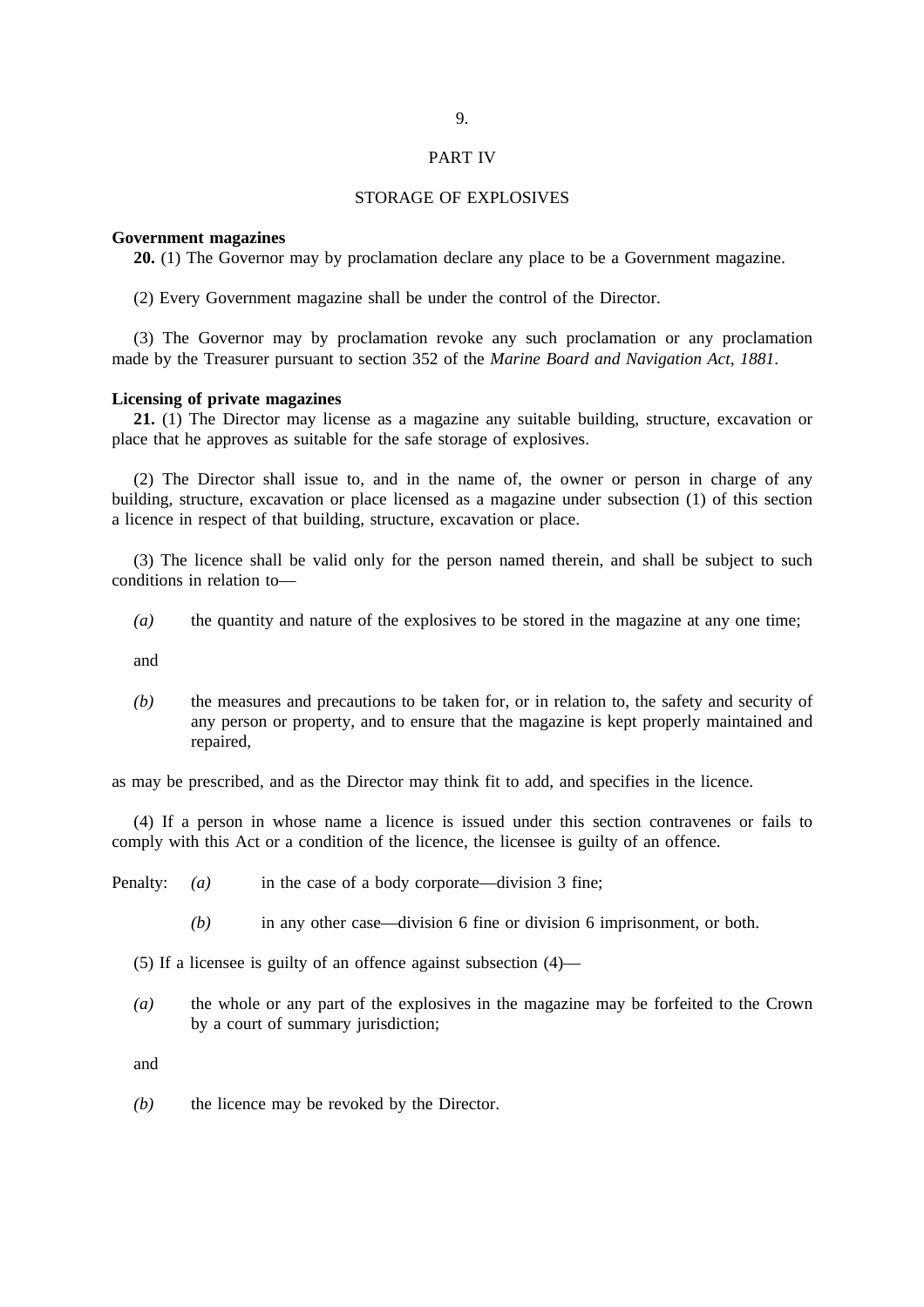PART IV

STORAGE OF EXPLOSIVES

**Government magazines**

**20.** (1) The Governor may by proclamation declare any place to be a Government magazine.

(2) Every Government magazine shall be under the control of the Director.

(3) The Governor may by proclamation revoke any such proclamation or any proclamation made by the Treasurer pursuant to section 352 of the *Marine Board and Navigation Act, 1881*.

**Licensing of private magazines**

**21.** (1) The Director may license as a magazine any suitable building, structure, excavation or place that he approves as suitable for the safe storage of explosives.

(2) The Director shall issue to, and in the name of, the owner or person in charge of any building, structure, excavation or place licensed as a magazine under subsection (1) of this section a licence in respect of that building, structure, excavation or place.

(3) The licence shall be valid only for the person named therein, and shall be subject to such conditions in relation to—

*(a)* the quantity and nature of the explosives to be stored in the magazine at any one time;

and

*(b)* the measures and precautions to be taken for, or in relation to, the safety and security of any person or property, and to ensure that the magazine is kept properly maintained and repaired,

as may be prescribed, and as the Director may think fit to add, and specifies in the licence.

(4) If a person in whose name a licence is issued under this section contravenes or fails to comply with this Act or a condition of the licence, the licensee is guilty of an offence.

Penalty: *(a)* in the case of a body corporate—division 3 fine;

*(b)* in any other case—division 6 fine or division 6 imprisonment, or both.

(5) If a licensee is guilty of an offence against subsection (4)—

*(a)* the whole or any part of the explosives in the magazine may be forfeited to the Crown by a court of summary jurisdiction;

and

*(b)* the licence may be revoked by the Director.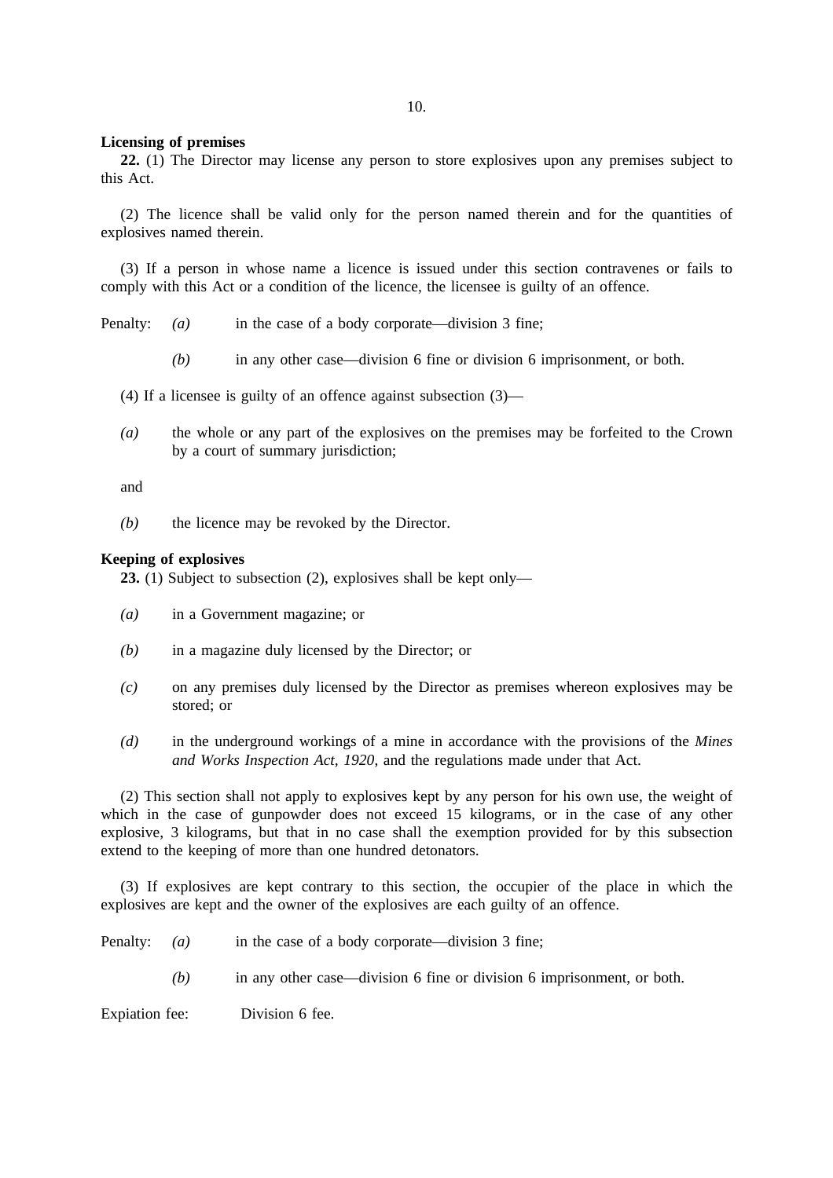**Licensing of premises**

**22.** (1) The Director may license any person to store explosives upon any premises subject to this Act.

(2) The licence shall be valid only for the person named therein and for the quantities of explosives named therein.

(3) If a person in whose name a licence is issued under this section contravenes or fails to comply with this Act or a condition of the licence, the licensee is guilty of an offence.

Penalty: *(a)* in the case of a body corporate—division 3 fine;

*(b)* in any other case—division 6 fine or division 6 imprisonment, or both.

(4) If a licensee is guilty of an offence against subsection (3)—

*(a)* the whole or any part of the explosives on the premises may be forfeited to the Crown by a court of summary jurisdiction;

and

*(b)* the licence may be revoked by the Director.

**Keeping of explosives**

**23.** (1) Subject to subsection (2), explosives shall be kept only—

*(a)* in a Government magazine; or

*(b)* in a magazine duly licensed by the Director; or

*(c)* on any premises duly licensed by the Director as premises whereon explosives may be stored; or

*(d)* in the underground workings of a mine in accordance with the provisions of the *Mines and Works Inspection Act, 1920*, and the regulations made under that Act.

(2) This section shall not apply to explosives kept by any person for his own use, the weight of which in the case of gunpowder does not exceed 15 kilograms, or in the case of any other explosive, 3 kilograms, but that in no case shall the exemption provided for by this subsection extend to the keeping of more than one hundred detonators.

(3) If explosives are kept contrary to this section, the occupier of the place in which the explosives are kept and the owner of the explosives are each guilty of an offence.

Penalty: *(a)* in the case of a body corporate—division 3 fine;

*(b)* in any other case—division 6 fine or division 6 imprisonment, or both.

Expiation fee: Division 6 fee.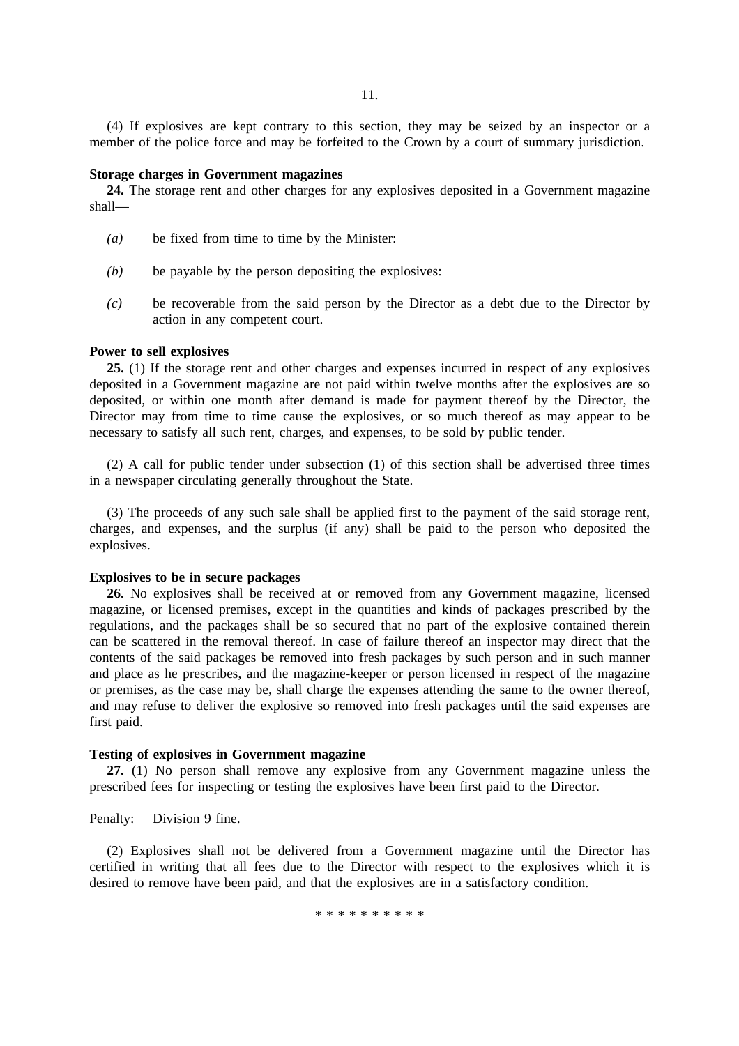(4) If explosives are kept contrary to this section, they may be seized by an inspector or a member of the police force and may be forfeited to the Crown by a court of summary jurisdiction.

**Storage charges in Government magazines**

**24.** The storage rent and other charges for any explosives deposited in a Government magazine shall—

*(a)* be fixed from time to time by the Minister:

*(b)* be payable by the person depositing the explosives:

*(c)* be recoverable from the said person by the Director as a debt due to the Director by action in any competent court.

**Power to sell explosives**

**25.** (1) If the storage rent and other charges and expenses incurred in respect of any explosives deposited in a Government magazine are not paid within twelve months after the explosives are so deposited, or within one month after demand is made for payment thereof by the Director, the Director may from time to time cause the explosives, or so much thereof as may appear to be necessary to satisfy all such rent, charges, and expenses, to be sold by public tender.

(2) A call for public tender under subsection (1) of this section shall be advertised three times in a newspaper circulating generally throughout the State.

(3) The proceeds of any such sale shall be applied first to the payment of the said storage rent, charges, and expenses, and the surplus (if any) shall be paid to the person who deposited the explosives.

**Explosives to be in secure packages**

**26.** No explosives shall be received at or removed from any Government magazine, licensed magazine, or licensed premises, except in the quantities and kinds of packages prescribed by the regulations, and the packages shall be so secured that no part of the explosive contained therein can be scattered in the removal thereof. In case of failure thereof an inspector may direct that the contents of the said packages be removed into fresh packages by such person and in such manner and place as he prescribes, and the magazine-keeper or person licensed in respect of the magazine or premises, as the case may be, shall charge the expenses attending the same to the owner thereof, and may refuse to deliver the explosive so removed into fresh packages until the said expenses are first paid.

**Testing of explosives in Government magazine**

**27.** (1) No person shall remove any explosive from any Government magazine unless the prescribed fees for inspecting or testing the explosives have been first paid to the Director.

Penalty: Division 9 fine.

(2) Explosives shall not be delivered from a Government magazine until the Director has certified in writing that all fees due to the Director with respect to the explosives which it is desired to remove have been paid, and that the explosives are in a satisfactory condition.

* * * * * * * * * *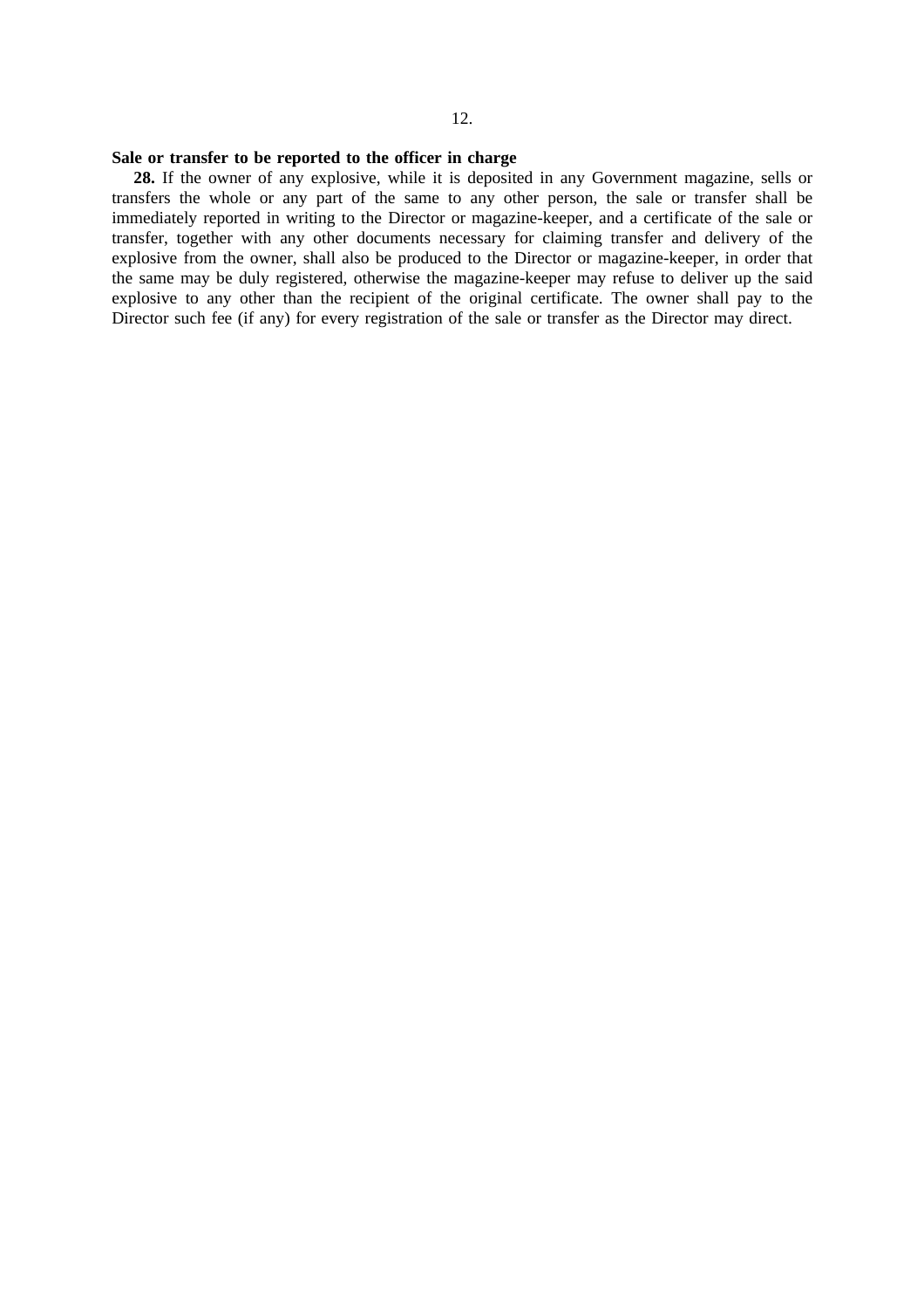**Sale or transfer to be reported to the officer in charge**

**28.** If the owner of any explosive, while it is deposited in any Government magazine, sells or transfers the whole or any part of the same to any other person, the sale or transfer shall be immediately reported in writing to the Director or magazine-keeper, and a certificate of the sale or transfer, together with any other documents necessary for claiming transfer and delivery of the explosive from the owner, shall also be produced to the Director or magazine-keeper, in order that the same may be duly registered, otherwise the magazine-keeper may refuse to deliver up the said explosive to any other than the recipient of the original certificate. The owner shall pay to the Director such fee (if any) for every registration of the sale or transfer as the Director may direct.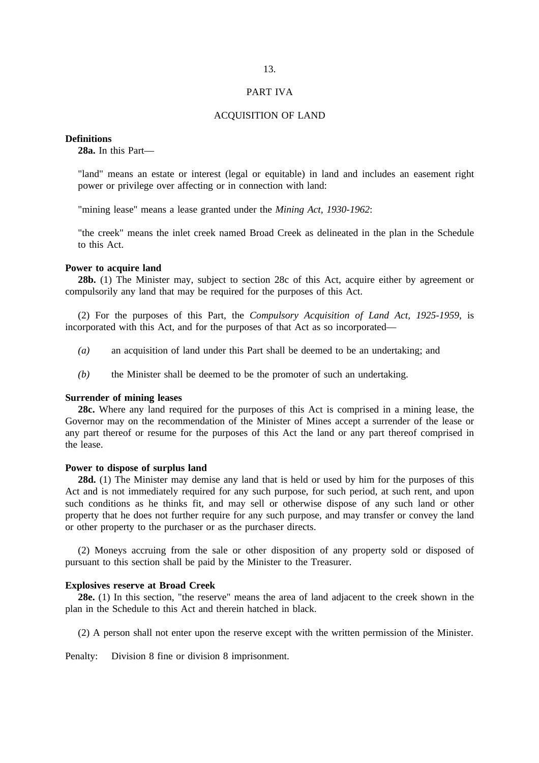## PART IVA

## ACQUISITION OF LAND

**Definitions**

**28a.** In this Part—

"land" means an estate or interest (legal or equitable) in land and includes an easement right power or privilege over affecting or in connection with land:

"mining lease" means a lease granted under the *Mining Act, 1930-1962*:

"the creek" means the inlet creek named Broad Creek as delineated in the plan in the Schedule to this Act.

**Power to acquire land**

**28b.** (1) The Minister may, subject to section 28c of this Act, acquire either by agreement or compulsorily any land that may be required for the purposes of this Act.

(2) For the purposes of this Part, the *Compulsory Acquisition of Land Act, 1925-1959*, is incorporated with this Act, and for the purposes of that Act as so incorporated—

*(a)* an acquisition of land under this Part shall be deemed to be an undertaking; and

*(b)* the Minister shall be deemed to be the promoter of such an undertaking.

**Surrender of mining leases**

**28c.** Where any land required for the purposes of this Act is comprised in a mining lease, the Governor may on the recommendation of the Minister of Mines accept a surrender of the lease or any part thereof or resume for the purposes of this Act the land or any part thereof comprised in the lease.

**Power to dispose of surplus land**

**28d.** (1) The Minister may demise any land that is held or used by him for the purposes of this Act and is not immediately required for any such purpose, for such period, at such rent, and upon such conditions as he thinks fit, and may sell or otherwise dispose of any such land or other property that he does not further require for any such purpose, and may transfer or convey the land or other property to the purchaser or as the purchaser directs.

(2) Moneys accruing from the sale or other disposition of any property sold or disposed of pursuant to this section shall be paid by the Minister to the Treasurer.

**Explosives reserve at Broad Creek**

**28e.** (1) In this section, "the reserve" means the area of land adjacent to the creek shown in the plan in the Schedule to this Act and therein hatched in black.

(2) A person shall not enter upon the reserve except with the written permission of the Minister.

Penalty: Division 8 fine or division 8 imprisonment.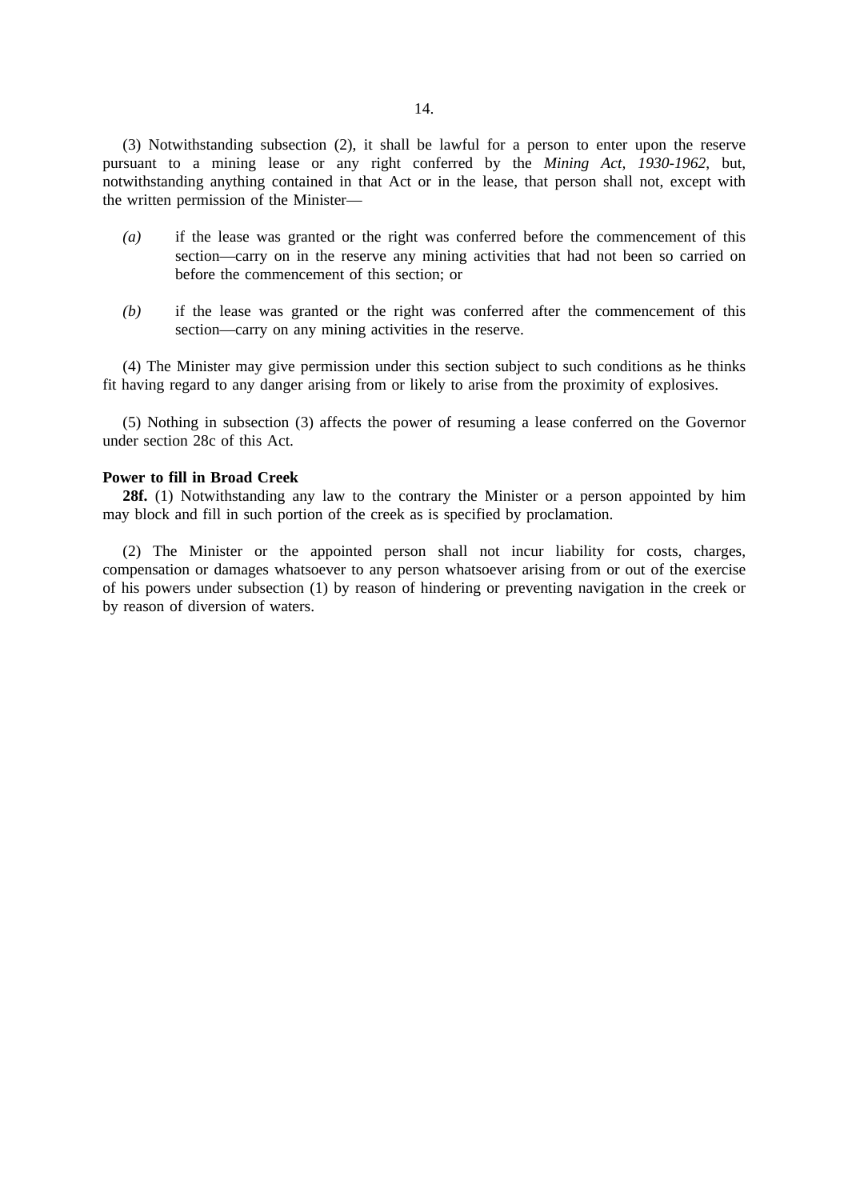(3) Notwithstanding subsection (2), it shall be lawful for a person to enter upon the reserve pursuant to a mining lease or any right conferred by the *Mining Act, 1930-1962*, but, notwithstanding anything contained in that Act or in the lease, that person shall not, except with the written permission of the Minister—

*(a)* if the lease was granted or the right was conferred before the commencement of this section—carry on in the reserve any mining activities that had not been so carried on before the commencement of this section; or

*(b)* if the lease was granted or the right was conferred after the commencement of this section—carry on any mining activities in the reserve.

(4) The Minister may give permission under this section subject to such conditions as he thinks fit having regard to any danger arising from or likely to arise from the proximity of explosives.

(5) Nothing in subsection (3) affects the power of resuming a lease conferred on the Governor under section 28c of this Act.

**Power to fill in Broad Creek**

**28f.** (1) Notwithstanding any law to the contrary the Minister or a person appointed by him may block and fill in such portion of the creek as is specified by proclamation.

(2) The Minister or the appointed person shall not incur liability for costs, charges, compensation or damages whatsoever to any person whatsoever arising from or out of the exercise of his powers under subsection (1) by reason of hindering or preventing navigation in the creek or by reason of diversion of waters.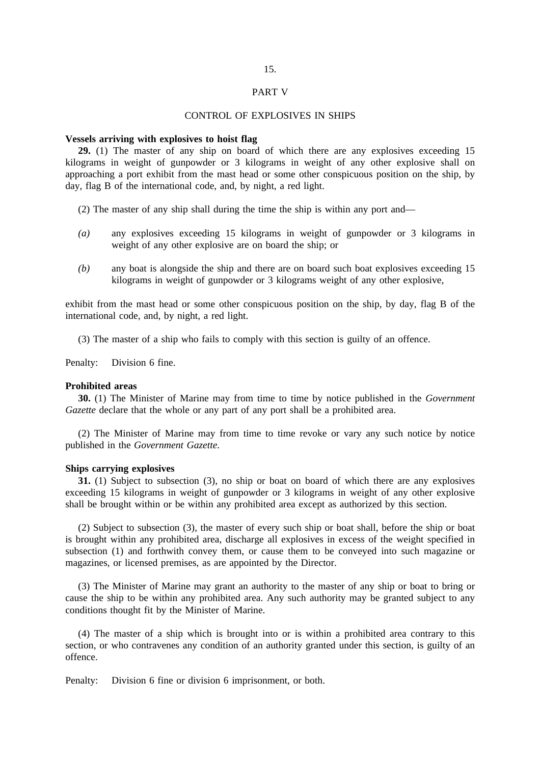## PART V

## CONTROL OF EXPLOSIVES IN SHIPS

**Vessels arriving with explosives to hoist flag**

**29.** (1) The master of any ship on board of which there are any explosives exceeding 15 kilograms in weight of gunpowder or 3 kilograms in weight of any other explosive shall on approaching a port exhibit from the mast head or some other conspicuous position on the ship, by day, flag B of the international code, and, by night, a red light.

(2) The master of any ship shall during the time the ship is within any port and—

*(a)* any explosives exceeding 15 kilograms in weight of gunpowder or 3 kilograms in weight of any other explosive are on board the ship; or

*(b)* any boat is alongside the ship and there are on board such boat explosives exceeding 15 kilograms in weight of gunpowder or 3 kilograms weight of any other explosive,

exhibit from the mast head or some other conspicuous position on the ship, by day, flag B of the international code, and, by night, a red light.

(3) The master of a ship who fails to comply with this section is guilty of an offence.

Penalty: Division 6 fine.

**Prohibited areas**

**30.** (1) The Minister of Marine may from time to time by notice published in the *Government Gazette* declare that the whole or any part of any port shall be a prohibited area.

(2) The Minister of Marine may from time to time revoke or vary any such notice by notice published in the *Government Gazette*.

**Ships carrying explosives**

**31.** (1) Subject to subsection (3), no ship or boat on board of which there are any explosives exceeding 15 kilograms in weight of gunpowder or 3 kilograms in weight of any other explosive shall be brought within or be within any prohibited area except as authorized by this section.

(2) Subject to subsection (3), the master of every such ship or boat shall, before the ship or boat is brought within any prohibited area, discharge all explosives in excess of the weight specified in subsection (1) and forthwith convey them, or cause them to be conveyed into such magazine or magazines, or licensed premises, as are appointed by the Director.

(3) The Minister of Marine may grant an authority to the master of any ship or boat to bring or cause the ship to be within any prohibited area. Any such authority may be granted subject to any conditions thought fit by the Minister of Marine.

(4) The master of a ship which is brought into or is within a prohibited area contrary to this section, or who contravenes any condition of an authority granted under this section, is guilty of an offence.

Penalty: Division 6 fine or division 6 imprisonment, or both.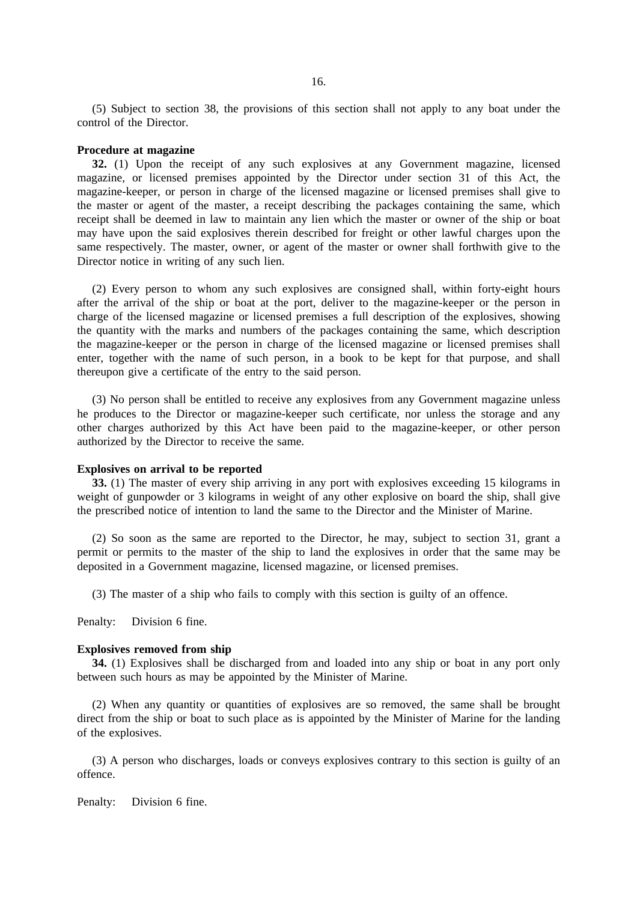(5) Subject to section 38, the provisions of this section shall not apply to any boat under the control of the Director.

**Procedure at magazine**

**32.** (1) Upon the receipt of any such explosives at any Government magazine, licensed magazine, or licensed premises appointed by the Director under section 31 of this Act, the magazine-keeper, or person in charge of the licensed magazine or licensed premises shall give to the master or agent of the master, a receipt describing the packages containing the same, which receipt shall be deemed in law to maintain any lien which the master or owner of the ship or boat may have upon the said explosives therein described for freight or other lawful charges upon the same respectively. The master, owner, or agent of the master or owner shall forthwith give to the Director notice in writing of any such lien.

(2) Every person to whom any such explosives are consigned shall, within forty-eight hours after the arrival of the ship or boat at the port, deliver to the magazine-keeper or the person in charge of the licensed magazine or licensed premises a full description of the explosives, showing the quantity with the marks and numbers of the packages containing the same, which description the magazine-keeper or the person in charge of the licensed magazine or licensed premises shall enter, together with the name of such person, in a book to be kept for that purpose, and shall thereupon give a certificate of the entry to the said person.

(3) No person shall be entitled to receive any explosives from any Government magazine unless he produces to the Director or magazine-keeper such certificate, nor unless the storage and any other charges authorized by this Act have been paid to the magazine-keeper, or other person authorized by the Director to receive the same.

**Explosives on arrival to be reported**

**33.** (1) The master of every ship arriving in any port with explosives exceeding 15 kilograms in weight of gunpowder or 3 kilograms in weight of any other explosive on board the ship, shall give the prescribed notice of intention to land the same to the Director and the Minister of Marine.

(2) So soon as the same are reported to the Director, he may, subject to section 31, grant a permit or permits to the master of the ship to land the explosives in order that the same may be deposited in a Government magazine, licensed magazine, or licensed premises.

(3) The master of a ship who fails to comply with this section is guilty of an offence.

Penalty: Division 6 fine.

**Explosives removed from ship**

**34.** (1) Explosives shall be discharged from and loaded into any ship or boat in any port only between such hours as may be appointed by the Minister of Marine.

(2) When any quantity or quantities of explosives are so removed, the same shall be brought direct from the ship or boat to such place as is appointed by the Minister of Marine for the landing of the explosives.

(3) A person who discharges, loads or conveys explosives contrary to this section is guilty of an offence.

Penalty: Division 6 fine.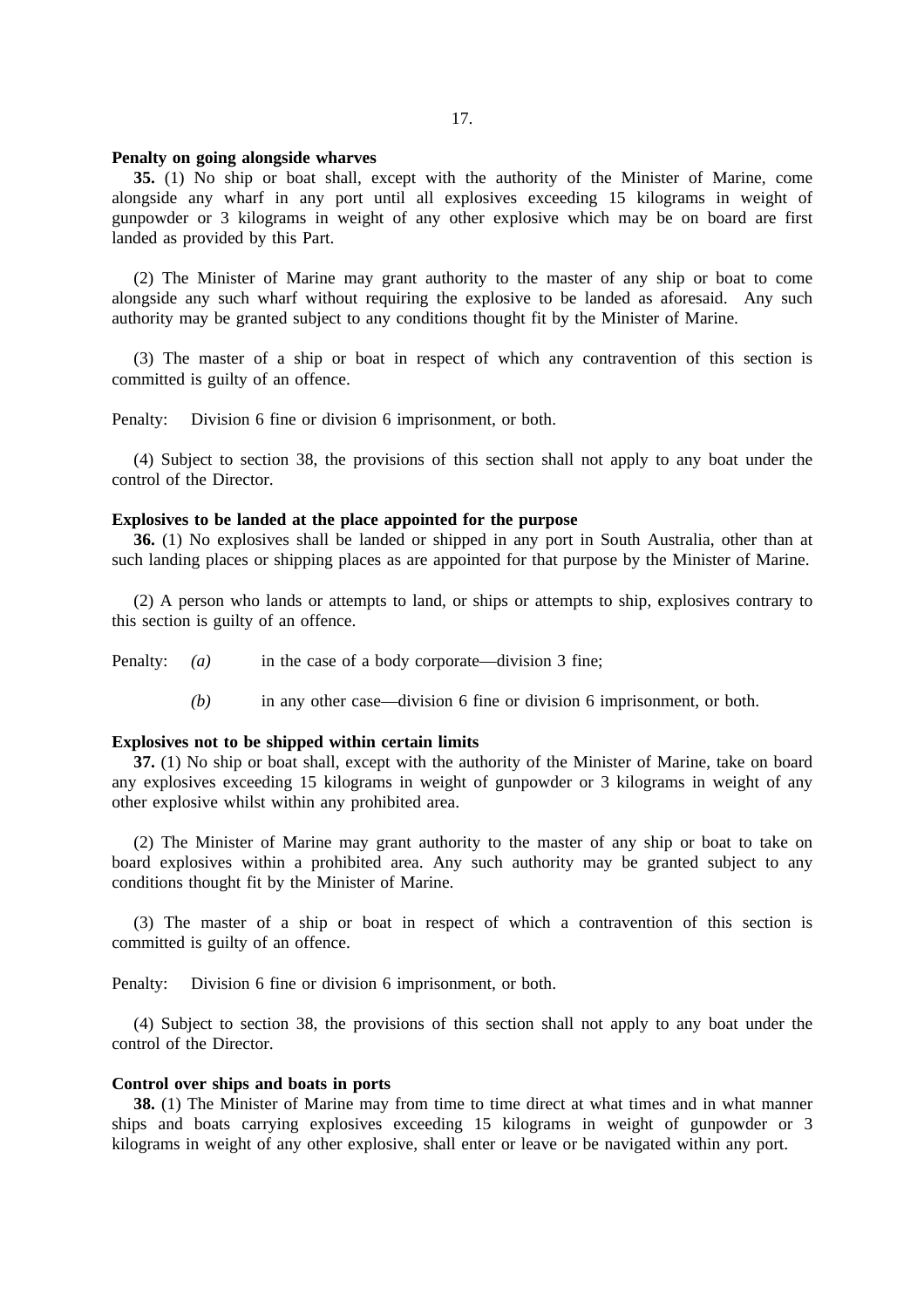**Penalty on going alongside wharves**

**35.** (1) No ship or boat shall, except with the authority of the Minister of Marine, come alongside any wharf in any port until all explosives exceeding 15 kilograms in weight of gunpowder or 3 kilograms in weight of any other explosive which may be on board are first landed as provided by this Part.

(2) The Minister of Marine may grant authority to the master of any ship or boat to come alongside any such wharf without requiring the explosive to be landed as aforesaid. Any such authority may be granted subject to any conditions thought fit by the Minister of Marine.

(3) The master of a ship or boat in respect of which any contravention of this section is committed is guilty of an offence.

Penalty: Division 6 fine or division 6 imprisonment, or both.

(4) Subject to section 38, the provisions of this section shall not apply to any boat under the control of the Director.

**Explosives to be landed at the place appointed for the purpose**

**36.** (1) No explosives shall be landed or shipped in any port in South Australia, other than at such landing places or shipping places as are appointed for that purpose by the Minister of Marine.

(2) A person who lands or attempts to land, or ships or attempts to ship, explosives contrary to this section is guilty of an offence.

Penalty: *(a)* in the case of a body corporate—division 3 fine;

*(b)* in any other case—division 6 fine or division 6 imprisonment, or both.

**Explosives not to be shipped within certain limits**

**37.** (1) No ship or boat shall, except with the authority of the Minister of Marine, take on board any explosives exceeding 15 kilograms in weight of gunpowder or 3 kilograms in weight of any other explosive whilst within any prohibited area.

(2) The Minister of Marine may grant authority to the master of any ship or boat to take on board explosives within a prohibited area. Any such authority may be granted subject to any conditions thought fit by the Minister of Marine.

(3) The master of a ship or boat in respect of which a contravention of this section is committed is guilty of an offence.

Penalty: Division 6 fine or division 6 imprisonment, or both.

(4) Subject to section 38, the provisions of this section shall not apply to any boat under the control of the Director.

**Control over ships and boats in ports**

**38.** (1) The Minister of Marine may from time to time direct at what times and in what manner ships and boats carrying explosives exceeding 15 kilograms in weight of gunpowder or 3 kilograms in weight of any other explosive, shall enter or leave or be navigated within any port.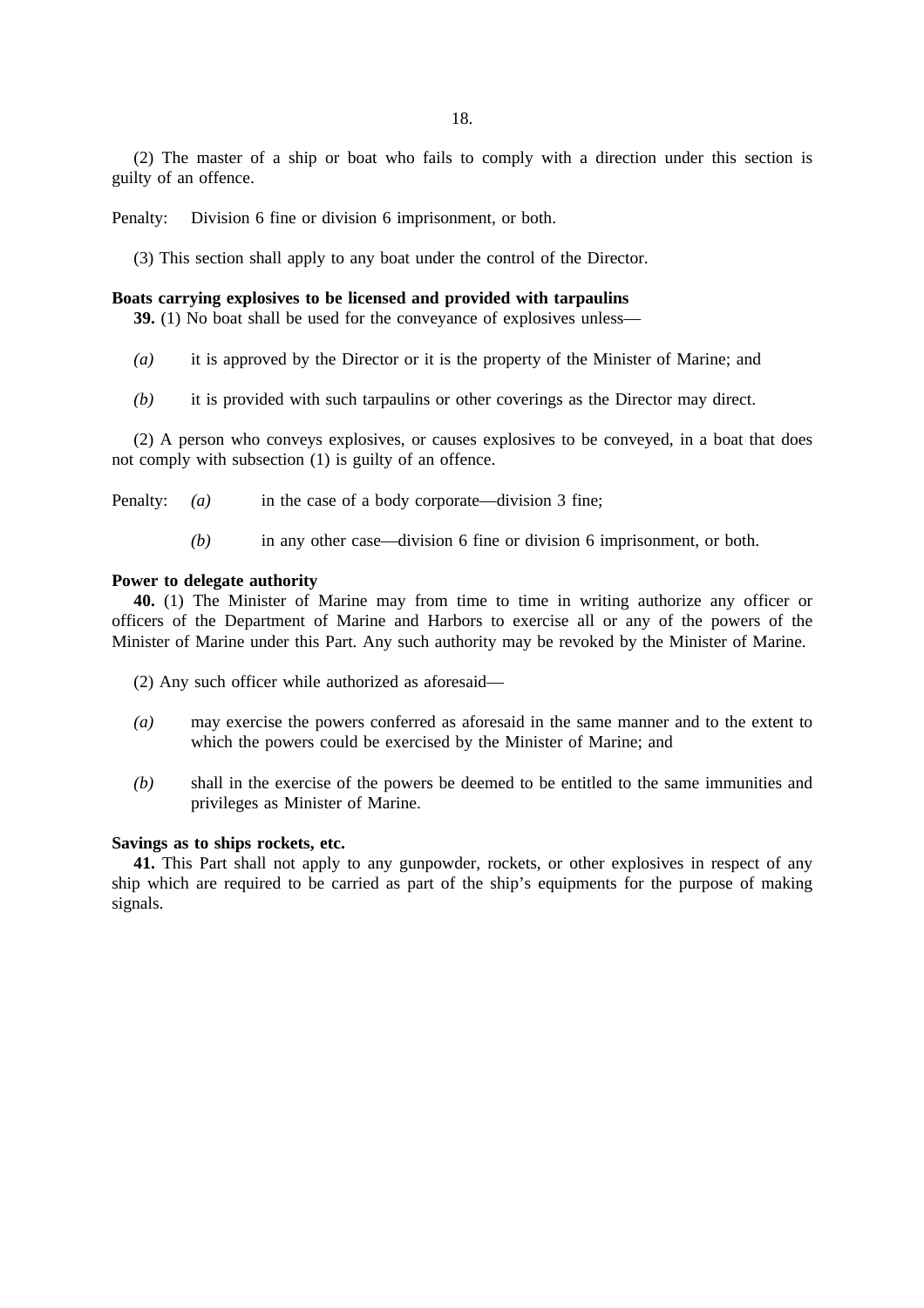(2) The master of a ship or boat who fails to comply with a direction under this section is guilty of an offence.

Penalty: Division 6 fine or division 6 imprisonment, or both.

(3) This section shall apply to any boat under the control of the Director.

**Boats carrying explosives to be licensed and provided with tarpaulins**

**39.** (1) No boat shall be used for the conveyance of explosives unless—

*(a)* it is approved by the Director or it is the property of the Minister of Marine; and

*(b)* it is provided with such tarpaulins or other coverings as the Director may direct.

(2) A person who conveys explosives, or causes explosives to be conveyed, in a boat that does not comply with subsection (1) is guilty of an offence.

Penalty: *(a)* in the case of a body corporate—division 3 fine;

*(b)* in any other case—division 6 fine or division 6 imprisonment, or both.

**Power to delegate authority**

**40.** (1) The Minister of Marine may from time to time in writing authorize any officer or officers of the Department of Marine and Harbors to exercise all or any of the powers of the Minister of Marine under this Part. Any such authority may be revoked by the Minister of Marine.

(2) Any such officer while authorized as aforesaid—

*(a)* may exercise the powers conferred as aforesaid in the same manner and to the extent to which the powers could be exercised by the Minister of Marine; and

*(b)* shall in the exercise of the powers be deemed to be entitled to the same immunities and privileges as Minister of Marine.

**Savings as to ships rockets, etc.**

**41.** This Part shall not apply to any gunpowder, rockets, or other explosives in respect of any ship which are required to be carried as part of the ship's equipments for the purpose of making signals.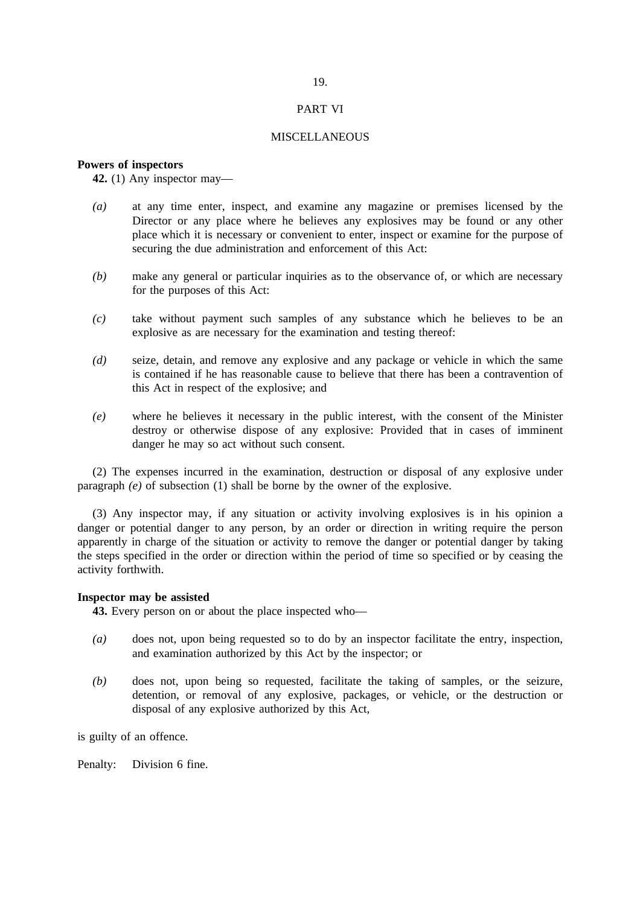## PART VI

## MISCELLANEOUS

**Powers of inspectors**

**42.** (1) Any inspector may—

*(a)* at any time enter, inspect, and examine any magazine or premises licensed by the Director or any place where he believes any explosives may be found or any other place which it is necessary or convenient to enter, inspect or examine for the purpose of securing the due administration and enforcement of this Act:

*(b)* make any general or particular inquiries as to the observance of, or which are necessary for the purposes of this Act:

*(c)* take without payment such samples of any substance which he believes to be an explosive as are necessary for the examination and testing thereof:

*(d)* seize, detain, and remove any explosive and any package or vehicle in which the same is contained if he has reasonable cause to believe that there has been a contravention of this Act in respect of the explosive; and

*(e)* where he believes it necessary in the public interest, with the consent of the Minister destroy or otherwise dispose of any explosive: Provided that in cases of imminent danger he may so act without such consent.

(2) The expenses incurred in the examination, destruction or disposal of any explosive under paragraph *(e)* of subsection (1) shall be borne by the owner of the explosive.

(3) Any inspector may, if any situation or activity involving explosives is in his opinion a danger or potential danger to any person, by an order or direction in writing require the person apparently in charge of the situation or activity to remove the danger or potential danger by taking the steps specified in the order or direction within the period of time so specified or by ceasing the activity forthwith.

**Inspector may be assisted**

**43.** Every person on or about the place inspected who—

*(a)* does not, upon being requested so to do by an inspector facilitate the entry, inspection, and examination authorized by this Act by the inspector; or

*(b)* does not, upon being so requested, facilitate the taking of samples, or the seizure, detention, or removal of any explosive, packages, or vehicle, or the destruction or disposal of any explosive authorized by this Act,

is guilty of an offence.

Penalty: Division 6 fine.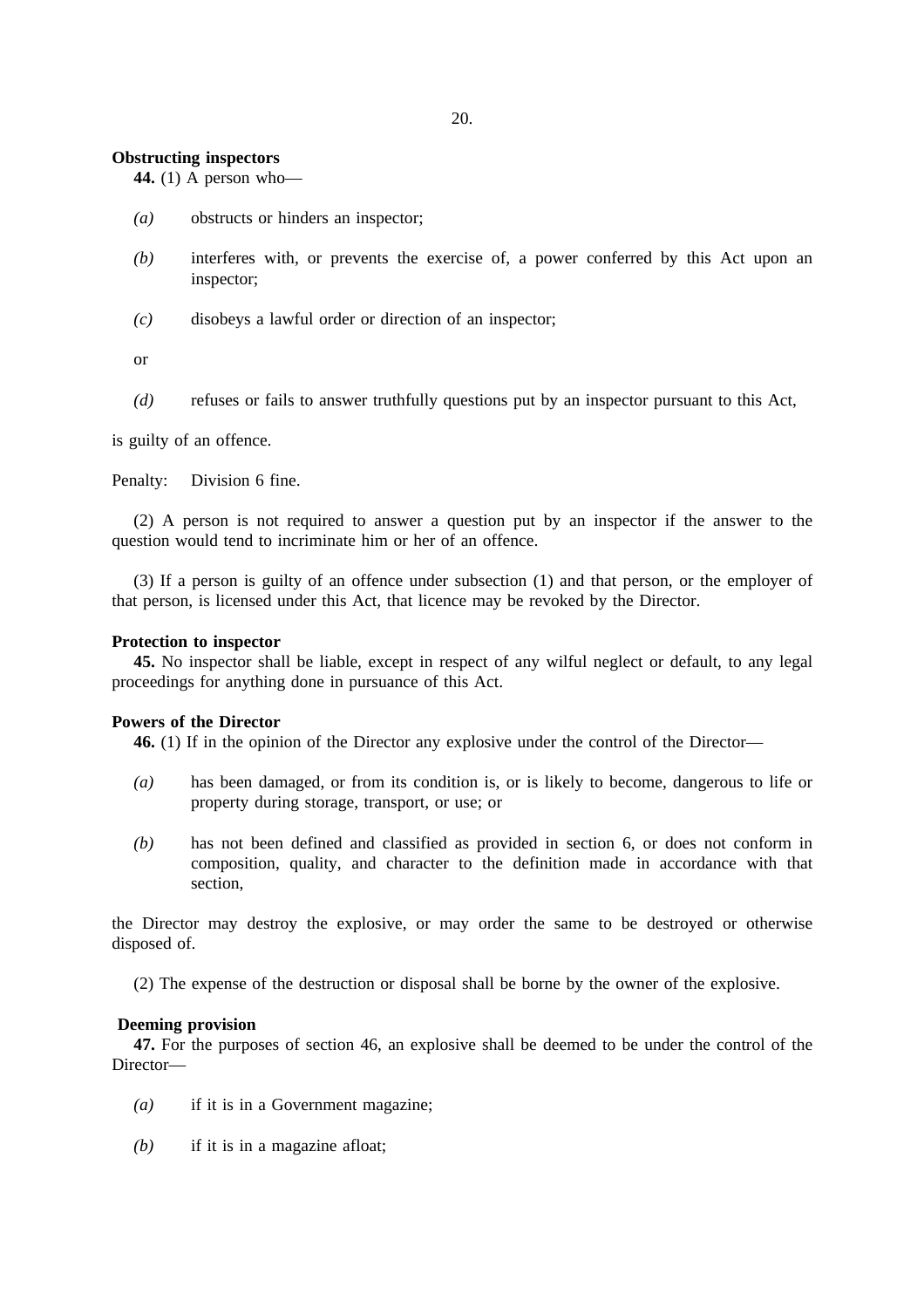**Obstructing inspectors**

**44.** (1) A person who—

*(a)* obstructs or hinders an inspector;

*(b)* interferes with, or prevents the exercise of, a power conferred by this Act upon an inspector;

*(c)* disobeys a lawful order or direction of an inspector;

or

*(d)* refuses or fails to answer truthfully questions put by an inspector pursuant to this Act,

is guilty of an offence.

Penalty: Division 6 fine.

(2) A person is not required to answer a question put by an inspector if the answer to the question would tend to incriminate him or her of an offence.

(3) If a person is guilty of an offence under subsection (1) and that person, or the employer of that person, is licensed under this Act, that licence may be revoked by the Director.

**Protection to inspector**

**45.** No inspector shall be liable, except in respect of any wilful neglect or default, to any legal proceedings for anything done in pursuance of this Act.

**Powers of the Director**

**46.** (1) If in the opinion of the Director any explosive under the control of the Director—

*(a)* has been damaged, or from its condition is, or is likely to become, dangerous to life or property during storage, transport, or use; or

*(b)* has not been defined and classified as provided in section 6, or does not conform in composition, quality, and character to the definition made in accordance with that section,

the Director may destroy the explosive, or may order the same to be destroyed or otherwise disposed of.

(2) The expense of the destruction or disposal shall be borne by the owner of the explosive.

**Deeming provision**

**47.** For the purposes of section 46, an explosive shall be deemed to be under the control of the Director—

*(a)* if it is in a Government magazine;

*(b)* if it is in a magazine afloat;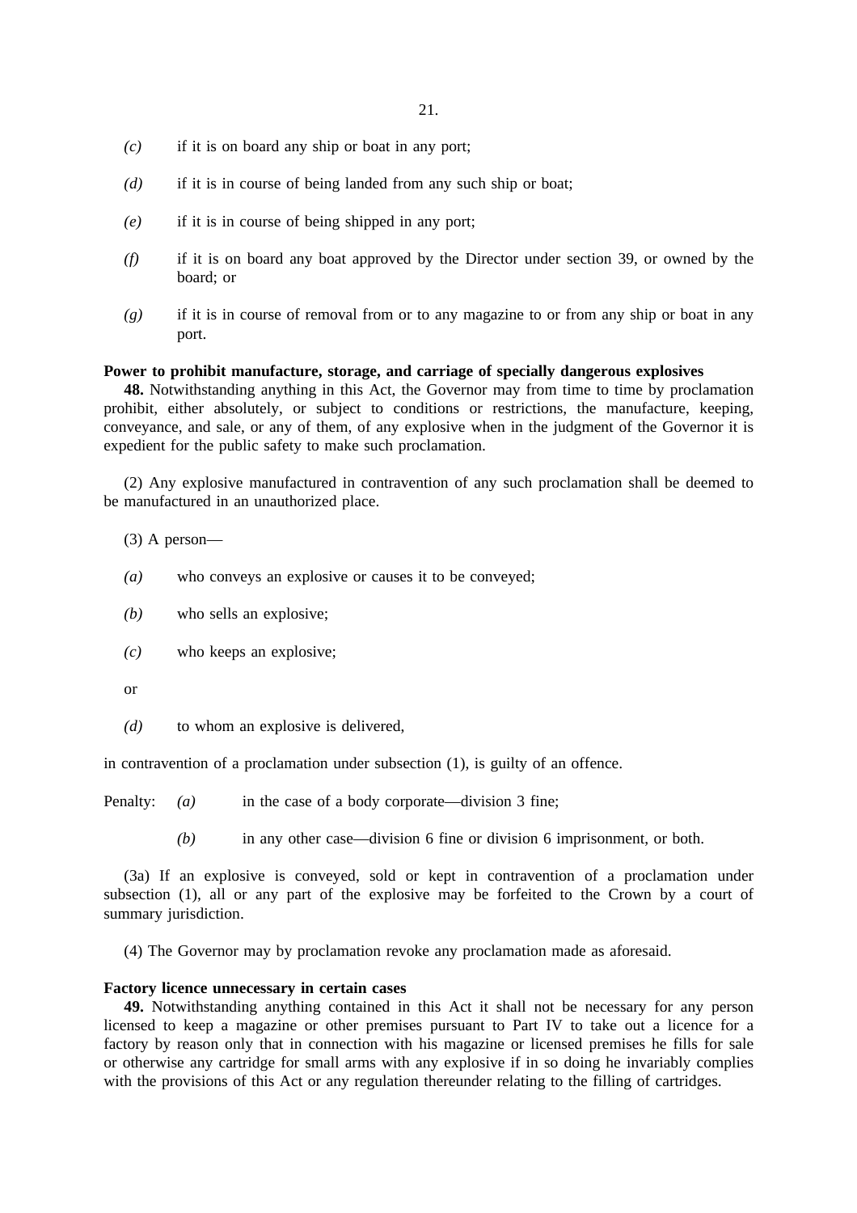*(c)* if it is on board any ship or boat in any port;

*(d)* if it is in course of being landed from any such ship or boat;

*(e)* if it is in course of being shipped in any port;

*(f)* if it is on board any boat approved by the Director under section 39, or owned by the board; or

*(g)* if it is in course of removal from or to any magazine to or from any ship or boat in any port.

**Power to prohibit manufacture, storage, and carriage of specially dangerous explosives**

**48.** Notwithstanding anything in this Act, the Governor may from time to time by proclamation prohibit, either absolutely, or subject to conditions or restrictions, the manufacture, keeping, conveyance, and sale, or any of them, of any explosive when in the judgment of the Governor it is expedient for the public safety to make such proclamation.

(2) Any explosive manufactured in contravention of any such proclamation shall be deemed to be manufactured in an unauthorized place.

(3) A person—

*(a)* who conveys an explosive or causes it to be conveyed;

*(b)* who sells an explosive;

*(c)* who keeps an explosive;

or

*(d)* to whom an explosive is delivered,

in contravention of a proclamation under subsection (1), is guilty of an offence.

Penalty: *(a)* in the case of a body corporate—division 3 fine;

*(b)* in any other case—division 6 fine or division 6 imprisonment, or both.

(3a) If an explosive is conveyed, sold or kept in contravention of a proclamation under subsection (1), all or any part of the explosive may be forfeited to the Crown by a court of summary jurisdiction.

(4) The Governor may by proclamation revoke any proclamation made as aforesaid.

**Factory licence unnecessary in certain cases**

**49.** Notwithstanding anything contained in this Act it shall not be necessary for any person licensed to keep a magazine or other premises pursuant to Part IV to take out a licence for a factory by reason only that in connection with his magazine or licensed premises he fills for sale or otherwise any cartridge for small arms with any explosive if in so doing he invariably complies with the provisions of this Act or any regulation thereunder relating to the filling of cartridges.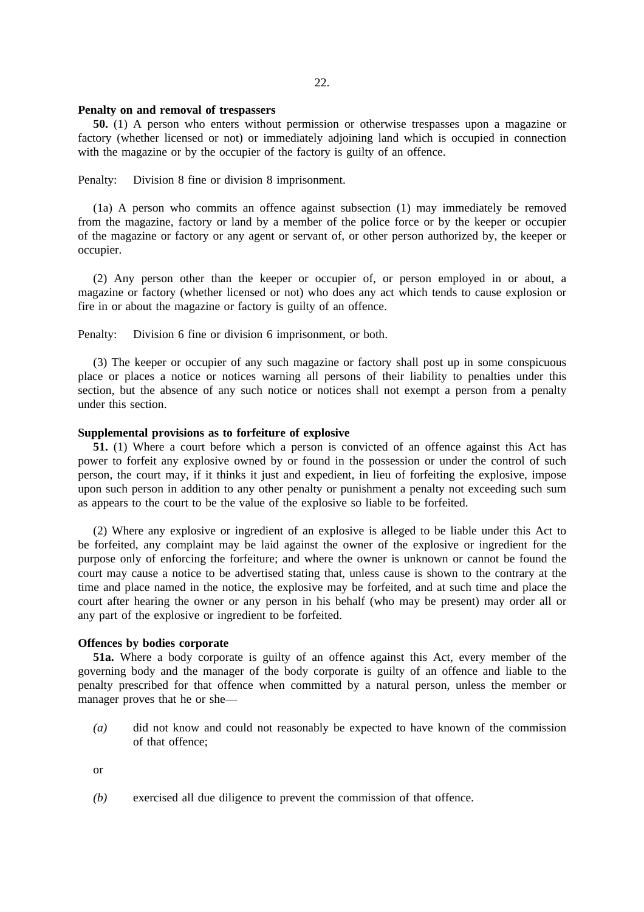**Penalty on and removal of trespassers**

**50.** (1) A person who enters without permission or otherwise trespasses upon a magazine or factory (whether licensed or not) or immediately adjoining land which is occupied in connection with the magazine or by the occupier of the factory is guilty of an offence.

Penalty: Division 8 fine or division 8 imprisonment.

(1a) A person who commits an offence against subsection (1) may immediately be removed from the magazine, factory or land by a member of the police force or by the keeper or occupier of the magazine or factory or any agent or servant of, or other person authorized by, the keeper or occupier.

(2) Any person other than the keeper or occupier of, or person employed in or about, a magazine or factory (whether licensed or not) who does any act which tends to cause explosion or fire in or about the magazine or factory is guilty of an offence.

Penalty: Division 6 fine or division 6 imprisonment, or both.

(3) The keeper or occupier of any such magazine or factory shall post up in some conspicuous place or places a notice or notices warning all persons of their liability to penalties under this section, but the absence of any such notice or notices shall not exempt a person from a penalty under this section.

**Supplemental provisions as to forfeiture of explosive**

**51.** (1) Where a court before which a person is convicted of an offence against this Act has power to forfeit any explosive owned by or found in the possession or under the control of such person, the court may, if it thinks it just and expedient, in lieu of forfeiting the explosive, impose upon such person in addition to any other penalty or punishment a penalty not exceeding such sum as appears to the court to be the value of the explosive so liable to be forfeited.

(2) Where any explosive or ingredient of an explosive is alleged to be liable under this Act to be forfeited, any complaint may be laid against the owner of the explosive or ingredient for the purpose only of enforcing the forfeiture; and where the owner is unknown or cannot be found the court may cause a notice to be advertised stating that, unless cause is shown to the contrary at the time and place named in the notice, the explosive may be forfeited, and at such time and place the court after hearing the owner or any person in his behalf (who may be present) may order all or any part of the explosive or ingredient to be forfeited.

**Offences by bodies corporate**

**51a.** Where a body corporate is guilty of an offence against this Act, every member of the governing body and the manager of the body corporate is guilty of an offence and liable to the penalty prescribed for that offence when committed by a natural person, unless the member or manager proves that he or she—

*(a)* did not know and could not reasonably be expected to have known of the commission of that offence;

or

*(b)* exercised all due diligence to prevent the commission of that offence.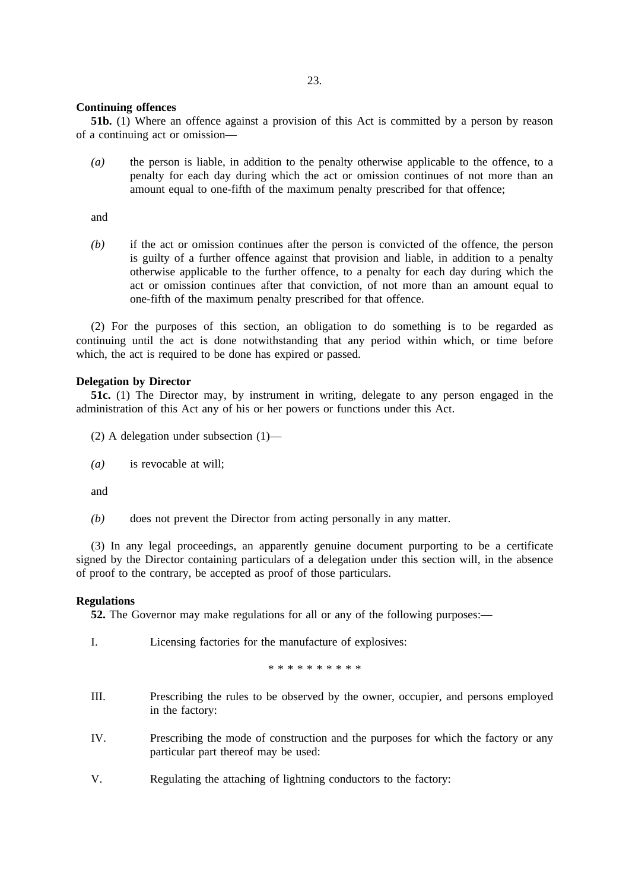**Continuing offences**

**51b.** (1) Where an offence against a provision of this Act is committed by a person by reason of a continuing act or omission—

*(a)* the person is liable, in addition to the penalty otherwise applicable to the offence, to a penalty for each day during which the act or omission continues of not more than an amount equal to one-fifth of the maximum penalty prescribed for that offence;

and

*(b)* if the act or omission continues after the person is convicted of the offence, the person is guilty of a further offence against that provision and liable, in addition to a penalty otherwise applicable to the further offence, to a penalty for each day during which the act or omission continues after that conviction, of not more than an amount equal to one-fifth of the maximum penalty prescribed for that offence.

(2) For the purposes of this section, an obligation to do something is to be regarded as continuing until the act is done notwithstanding that any period within which, or time before which, the act is required to be done has expired or passed.

**Delegation by Director**

**51c.** (1) The Director may, by instrument in writing, delegate to any person engaged in the administration of this Act any of his or her powers or functions under this Act.

(2) A delegation under subsection (1)—

*(a)* is revocable at will;

and

*(b)* does not prevent the Director from acting personally in any matter.

(3) In any legal proceedings, an apparently genuine document purporting to be a certificate signed by the Director containing particulars of a delegation under this section will, in the absence of proof to the contrary, be accepted as proof of those particulars.

**Regulations**

**52.** The Governor may make regulations for all or any of the following purposes:—

I. Licensing factories for the manufacture of explosives:

* * * * * * * * * *

III. Prescribing the rules to be observed by the owner, occupier, and persons employed in the factory:

IV. Prescribing the mode of construction and the purposes for which the factory or any particular part thereof may be used:

V. Regulating the attaching of lightning conductors to the factory: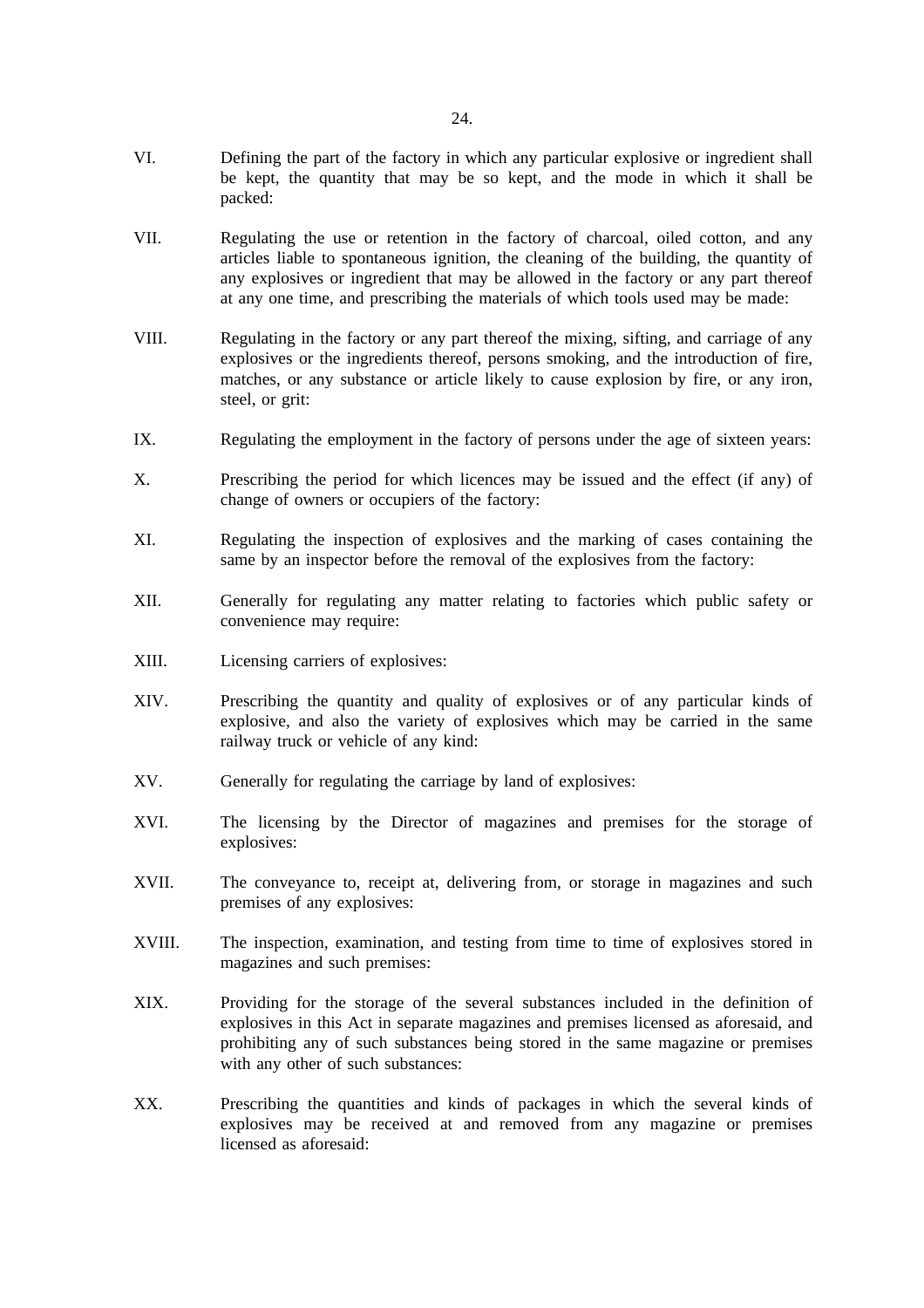VI. Defining the part of the factory in which any particular explosive or ingredient shall be kept, the quantity that may be so kept, and the mode in which it shall be packed:

VII. Regulating the use or retention in the factory of charcoal, oiled cotton, and any articles liable to spontaneous ignition, the cleaning of the building, the quantity of any explosives or ingredient that may be allowed in the factory or any part thereof at any one time, and prescribing the materials of which tools used may be made:

VIII. Regulating in the factory or any part thereof the mixing, sifting, and carriage of any explosives or the ingredients thereof, persons smoking, and the introduction of fire, matches, or any substance or article likely to cause explosion by fire, or any iron, steel, or grit:

IX. Regulating the employment in the factory of persons under the age of sixteen years:

X. Prescribing the period for which licences may be issued and the effect (if any) of change of owners or occupiers of the factory:

XI. Regulating the inspection of explosives and the marking of cases containing the same by an inspector before the removal of the explosives from the factory:

XII. Generally for regulating any matter relating to factories which public safety or convenience may require:

XIII. Licensing carriers of explosives:

XIV. Prescribing the quantity and quality of explosives or of any particular kinds of explosive, and also the variety of explosives which may be carried in the same railway truck or vehicle of any kind:

XV. Generally for regulating the carriage by land of explosives:

XVI. The licensing by the Director of magazines and premises for the storage of explosives:

XVII. The conveyance to, receipt at, delivering from, or storage in magazines and such premises of any explosives:

XVIII. The inspection, examination, and testing from time to time of explosives stored in magazines and such premises:

XIX. Providing for the storage of the several substances included in the definition of explosives in this Act in separate magazines and premises licensed as aforesaid, and prohibiting any of such substances being stored in the same magazine or premises with any other of such substances:

XX. Prescribing the quantities and kinds of packages in which the several kinds of explosives may be received at and removed from any magazine or premises licensed as aforesaid: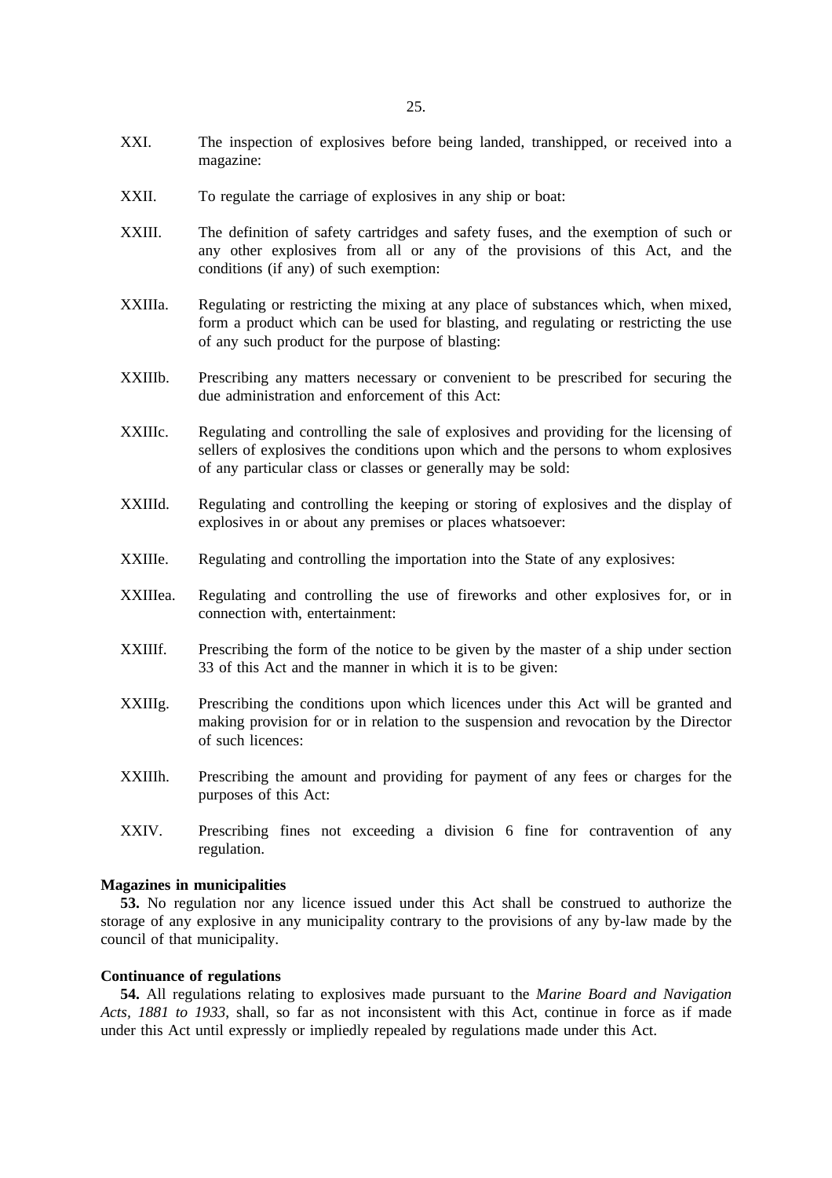XXI. The inspection of explosives before being landed, transhipped, or received into a magazine:

XXII. To regulate the carriage of explosives in any ship or boat:

XXIII. The definition of safety cartridges and safety fuses, and the exemption of such or any other explosives from all or any of the provisions of this Act, and the conditions (if any) of such exemption:

XXIIIa. Regulating or restricting the mixing at any place of substances which, when mixed, form a product which can be used for blasting, and regulating or restricting the use of any such product for the purpose of blasting:

XXIIIb. Prescribing any matters necessary or convenient to be prescribed for securing the due administration and enforcement of this Act:

XXIIIc. Regulating and controlling the sale of explosives and providing for the licensing of sellers of explosives the conditions upon which and the persons to whom explosives of any particular class or classes or generally may be sold:

XXIIId. Regulating and controlling the keeping or storing of explosives and the display of explosives in or about any premises or places whatsoever:

XXIIIe. Regulating and controlling the importation into the State of any explosives:

XXIIIea. Regulating and controlling the use of fireworks and other explosives for, or in connection with, entertainment:

XXIIIf. Prescribing the form of the notice to be given by the master of a ship under section 33 of this Act and the manner in which it is to be given:

XXIIIg. Prescribing the conditions upon which licences under this Act will be granted and making provision for or in relation to the suspension and revocation by the Director of such licences:

XXIIIh. Prescribing the amount and providing for payment of any fees or charges for the purposes of this Act:

XXIV. Prescribing fines not exceeding a division 6 fine for contravention of any regulation.

**Magazines in municipalities**

**53.** No regulation nor any licence issued under this Act shall be construed to authorize the storage of any explosive in any municipality contrary to the provisions of any by-law made by the council of that municipality.

**Continuance of regulations**

**54.** All regulations relating to explosives made pursuant to the *Marine Board and Navigation Acts, 1881 to 1933*, shall, so far as not inconsistent with this Act, continue in force as if made under this Act until expressly or impliedly repealed by regulations made under this Act.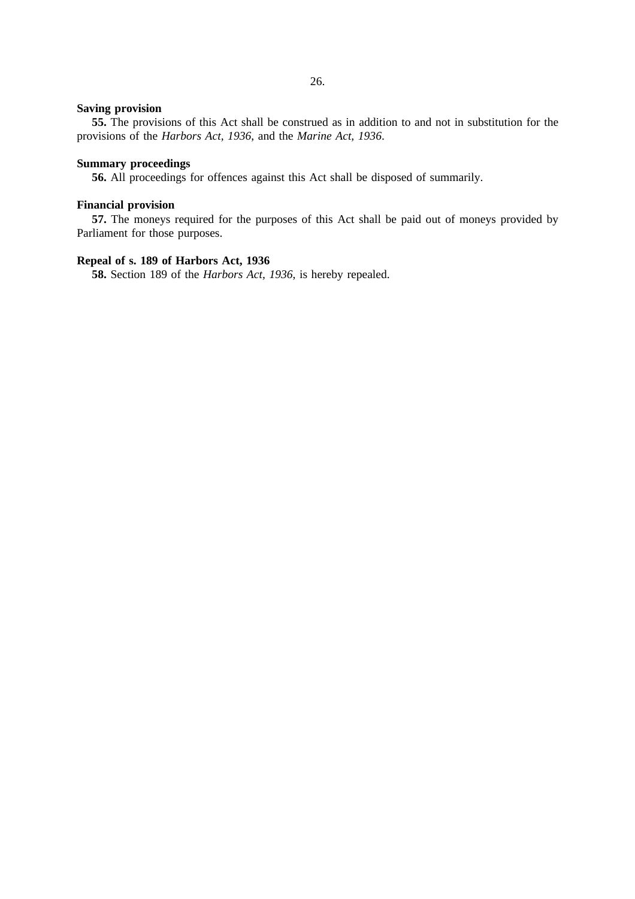**Saving provision**

**55.** The provisions of this Act shall be construed as in addition to and not in substitution for the provisions of the *Harbors Act, 1936*, and the *Marine Act, 1936*.

**Summary proceedings**

**56.** All proceedings for offences against this Act shall be disposed of summarily.

**Financial provision**

**57.** The moneys required for the purposes of this Act shall be paid out of moneys provided by Parliament for those purposes.

**Repeal of s. 189 of Harbors Act, 1936**

**58.** Section 189 of the *Harbors Act, 1936*, is hereby repealed.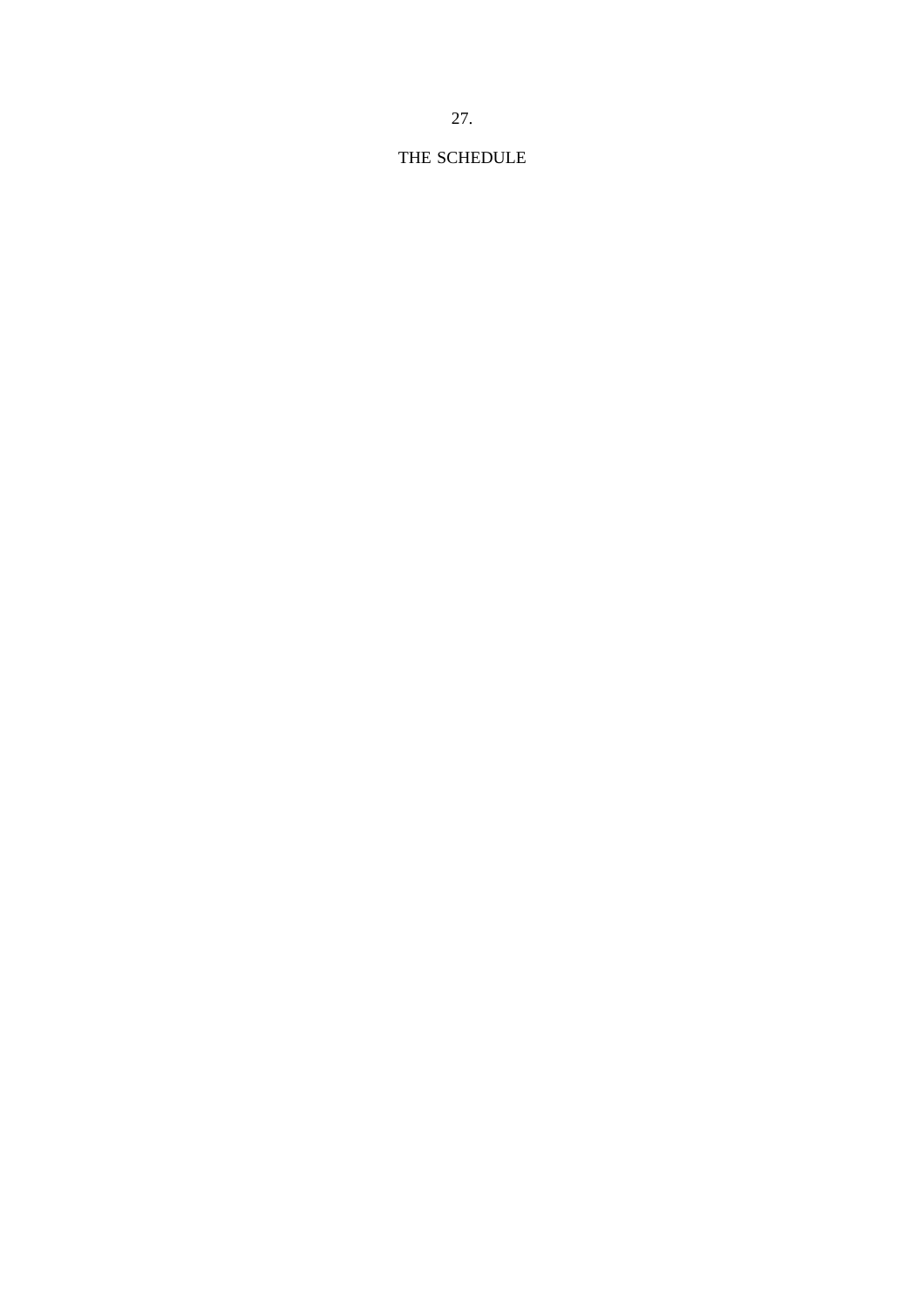## THE SCHEDULE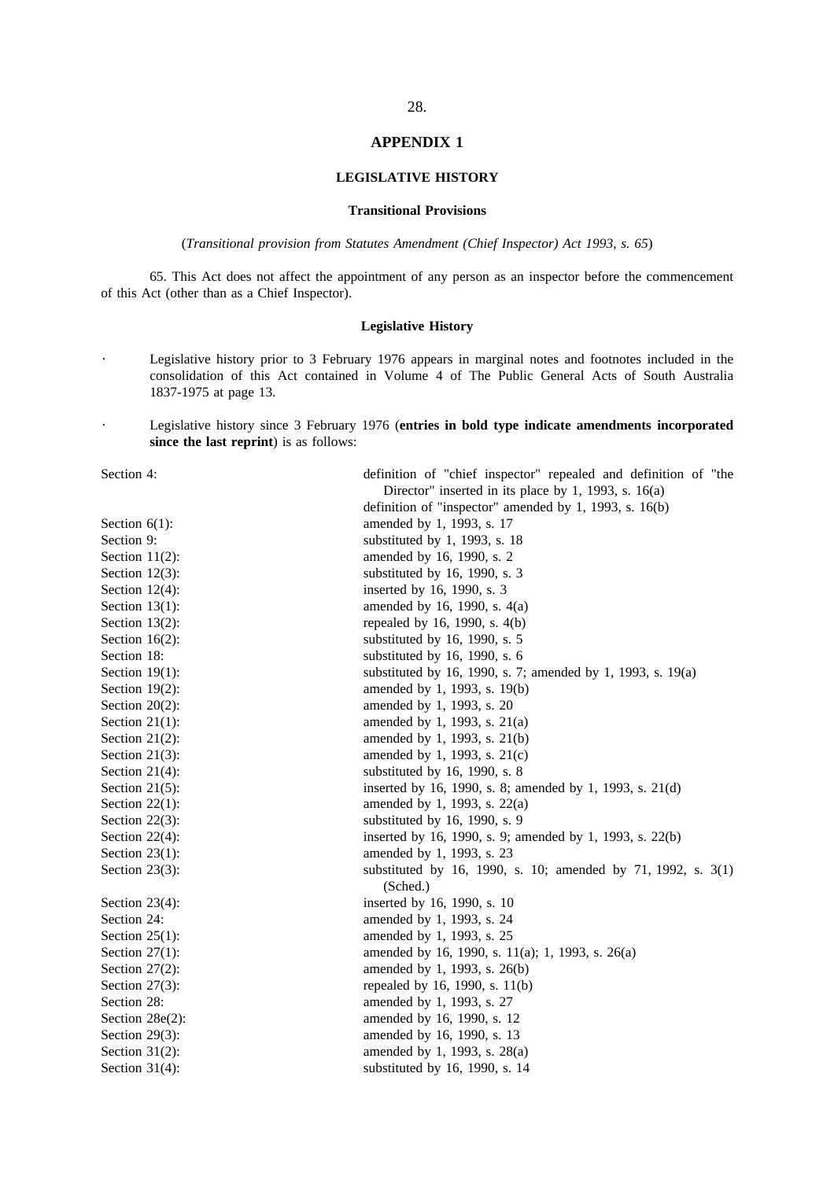## APPENDIX 1

### LEGISLATIVE HISTORY

#### Transitional Provisions

(*Transitional provision from Statutes Amendment (Chief Inspector) Act 1993, s. 65*)

65. This Act does not affect the appointment of any person as an inspector before the commencement of this Act (other than as a Chief Inspector).

#### Legislative History

- Legislative history prior to 3 February 1976 appears in marginal notes and footnotes included in the consolidation of this Act contained in Volume 4 of The Public General Acts of South Australia 1837-1975 at page 13.
- Legislative history since 3 February 1976 (**entries in bold type indicate amendments incorporated since the last reprint**) is as follows:

| | |
|---|---|
| Section 4: | definition of "chief inspector" repealed and definition of "the Director" inserted in its place by 1, 1993, s. 16(a) |
| | definition of "inspector" amended by 1, 1993, s. 16(b) |
| Section 6(1): | amended by 1, 1993, s. 17 |
| Section 9: | substituted by 1, 1993, s. 18 |
| Section 11(2): | amended by 16, 1990, s. 2 |
| Section 12(3): | substituted by 16, 1990, s. 3 |
| Section 12(4): | inserted by 16, 1990, s. 3 |
| Section 13(1): | amended by 16, 1990, s. 4(a) |
| Section 13(2): | repealed by 16, 1990, s. 4(b) |
| Section 16(2): | substituted by 16, 1990, s. 5 |
| Section 18: | substituted by 16, 1990, s. 6 |
| Section 19(1): | substituted by 16, 1990, s. 7; amended by 1, 1993, s. 19(a) |
| Section 19(2): | amended by 1, 1993, s. 19(b) |
| Section 20(2): | amended by 1, 1993, s. 20 |
| Section 21(1): | amended by 1, 1993, s. 21(a) |
| Section 21(2): | amended by 1, 1993, s. 21(b) |
| Section 21(3): | amended by 1, 1993, s. 21(c) |
| Section 21(4): | substituted by 16, 1990, s. 8 |
| Section 21(5): | inserted by 16, 1990, s. 8; amended by 1, 1993, s. 21(d) |
| Section 22(1): | amended by 1, 1993, s. 22(a) |
| Section 22(3): | substituted by 16, 1990, s. 9 |
| Section 22(4): | inserted by 16, 1990, s. 9; amended by 1, 1993, s. 22(b) |
| Section 23(1): | amended by 1, 1993, s. 23 |
| Section 23(3): | substituted by 16, 1990, s. 10; amended by 71, 1992, s. 3(1) (Sched.) |
| Section 23(4): | inserted by 16, 1990, s. 10 |
| Section 24: | amended by 1, 1993, s. 24 |
| Section 25(1): | amended by 1, 1993, s. 25 |
| Section 27(1): | amended by 16, 1990, s. 11(a); 1, 1993, s. 26(a) |
| Section 27(2): | amended by 1, 1993, s. 26(b) |
| Section 27(3): | repealed by 16, 1990, s. 11(b) |
| Section 28: | amended by 1, 1993, s. 27 |
| Section 28e(2): | amended by 16, 1990, s. 12 |
| Section 29(3): | amended by 16, 1990, s. 13 |
| Section 31(2): | amended by 1, 1993, s. 28(a) |
| Section 31(4): | substituted by 16, 1990, s. 14 |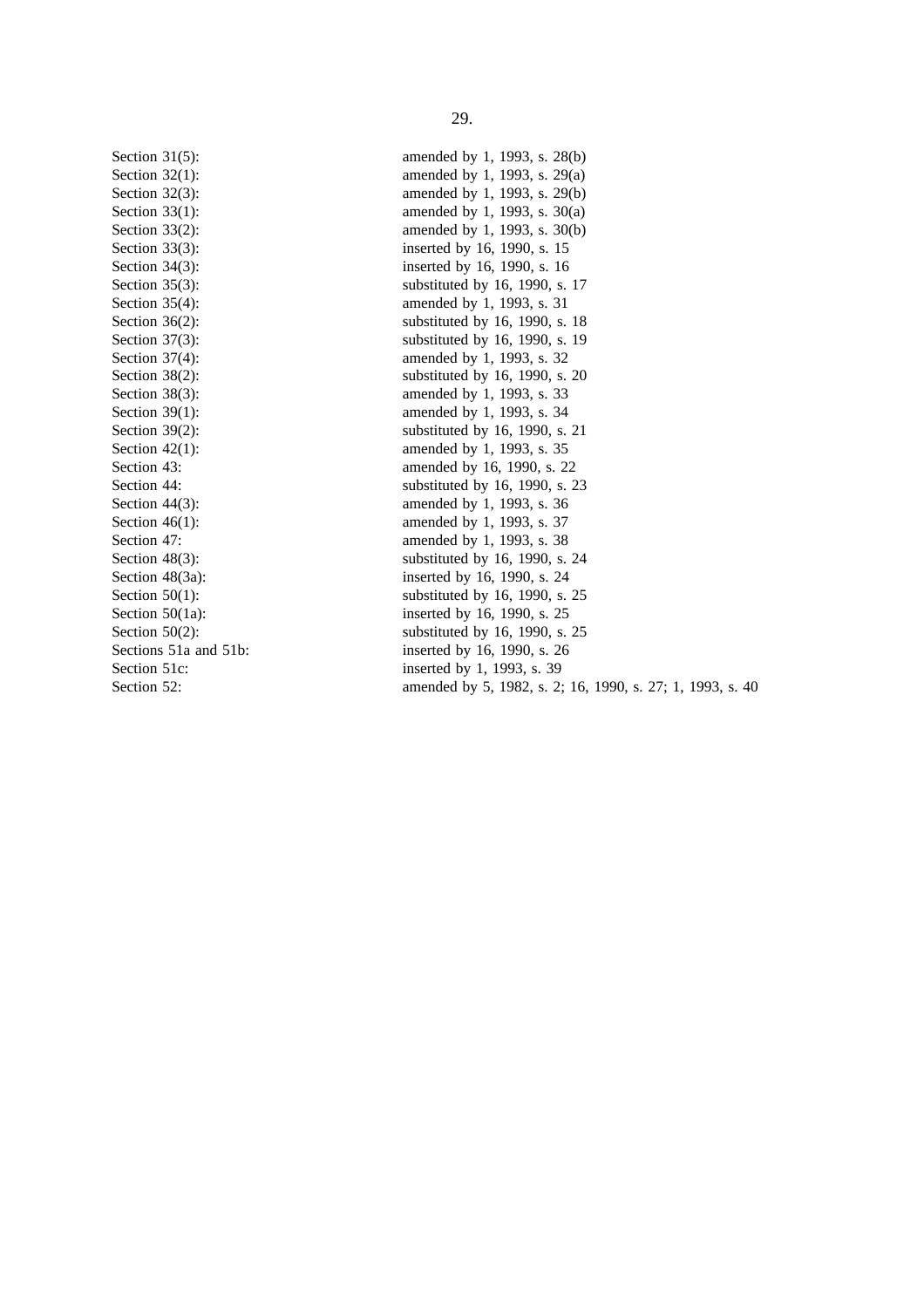| | |
|---|---|
| Section 31(5): | amended by 1, 1993, s. 28(b) |
| Section 32(1): | amended by 1, 1993, s. 29(a) |
| Section 32(3): | amended by 1, 1993, s. 29(b) |
| Section 33(1): | amended by 1, 1993, s. 30(a) |
| Section 33(2): | amended by 1, 1993, s. 30(b) |
| Section 33(3): | inserted by 16, 1990, s. 15 |
| Section 34(3): | inserted by 16, 1990, s. 16 |
| Section 35(3): | substituted by 16, 1990, s. 17 |
| Section 35(4): | amended by 1, 1993, s. 31 |
| Section 36(2): | substituted by 16, 1990, s. 18 |
| Section 37(3): | substituted by 16, 1990, s. 19 |
| Section 37(4): | amended by 1, 1993, s. 32 |
| Section 38(2): | substituted by 16, 1990, s. 20 |
| Section 38(3): | amended by 1, 1993, s. 33 |
| Section 39(1): | amended by 1, 1993, s. 34 |
| Section 39(2): | substituted by 16, 1990, s. 21 |
| Section 42(1): | amended by 1, 1993, s. 35 |
| Section 43: | amended by 16, 1990, s. 22 |
| Section 44: | substituted by 16, 1990, s. 23 |
| Section 44(3): | amended by 1, 1993, s. 36 |
| Section 46(1): | amended by 1, 1993, s. 37 |
| Section 47: | amended by 1, 1993, s. 38 |
| Section 48(3): | substituted by 16, 1990, s. 24 |
| Section 48(3a): | inserted by 16, 1990, s. 24 |
| Section 50(1): | substituted by 16, 1990, s. 25 |
| Section 50(1a): | inserted by 16, 1990, s. 25 |
| Section 50(2): | substituted by 16, 1990, s. 25 |
| Sections 51a and 51b: | inserted by 16, 1990, s. 26 |
| Section 51c: | inserted by 1, 1993, s. 39 |
| Section 52: | amended by 5, 1982, s. 2; 16, 1990, s. 27; 1, 1993, s. 40 |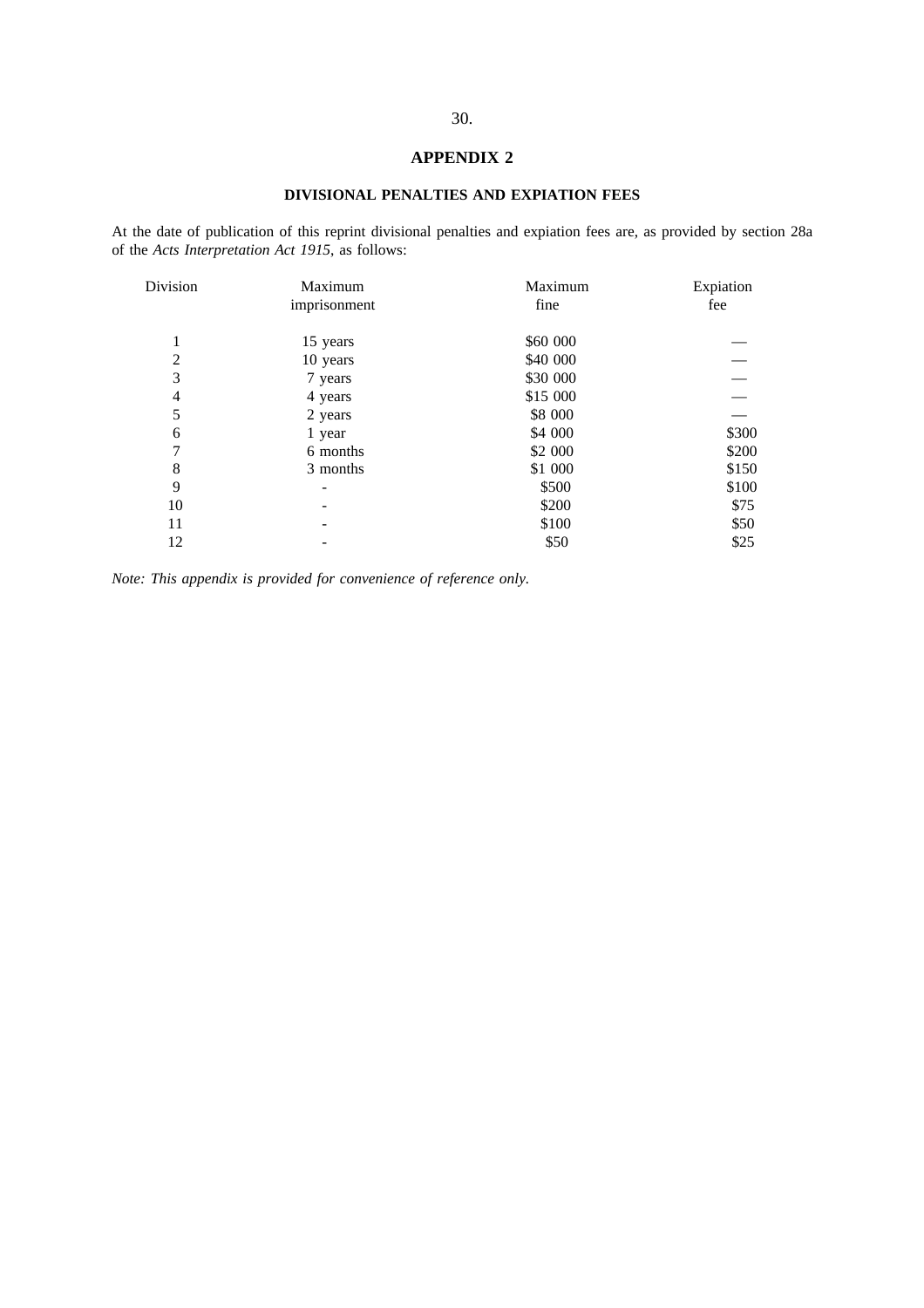## APPENDIX 2

### DIVISIONAL PENALTIES AND EXPIATION FEES

At the date of publication of this reprint divisional penalties and expiation fees are, as provided by section 28a of the *Acts Interpretation Act 1915*, as follows:

| Division | Maximum imprisonment | Maximum fine | Expiation fee |
|---|---|---|---|
| 1 | 15 years | $60 000 | — |
| 2 | 10 years | $40 000 | — |
| 3 | 7 years | $30 000 | — |
| 4 | 4 years | $15 000 | — |
| 5 | 2 years | $8 000 | — |
| 6 | 1 year | $4 000 | $300 |
| 7 | 6 months | $2 000 | $200 |
| 8 | 3 months | $1 000 | $150 |
| 9 | - | $500 | $100 |
| 10 | - | $200 | $75 |
| 11 | - | $100 | $50 |
| 12 | - | $50 | $25 |

*Note: This appendix is provided for convenience of reference only.*